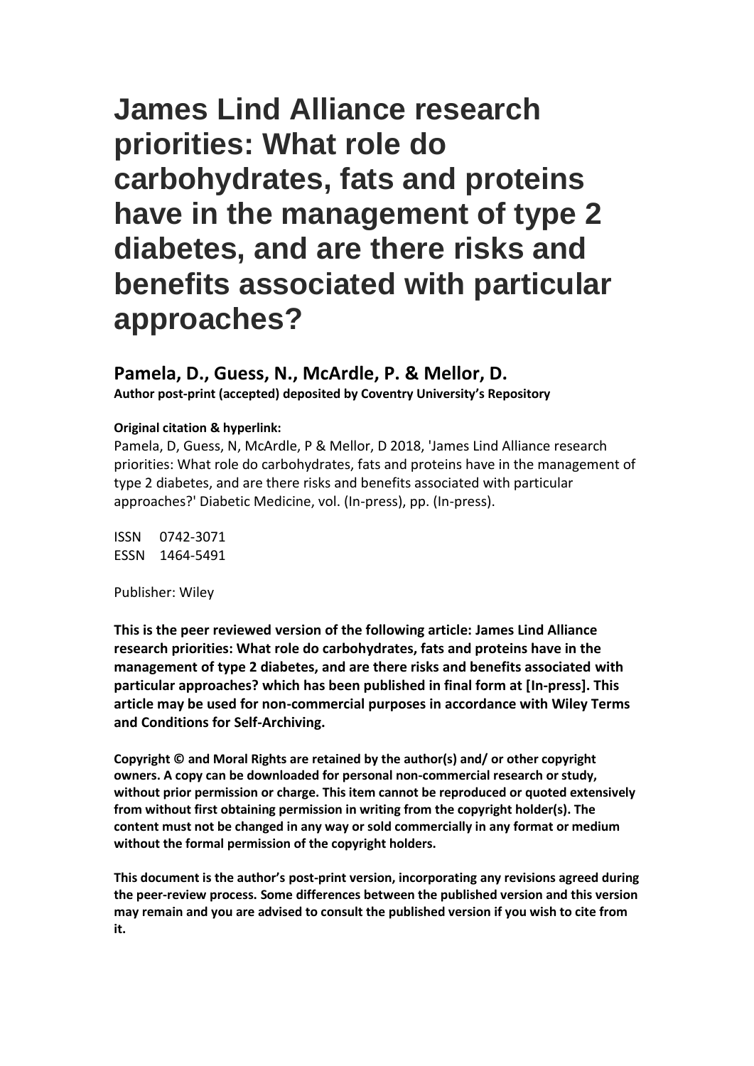# James Lind Alliance research priorities: What role do carbohydrates, fats and proteins have in the management of type 2 diabetes, and are there risks and benefits associated with particular approaches?

## Pamela, D., Guess, N., McArdle, P. & Mellor, D.

**Author post-print (accepted) deposited by Coventry University's Repository**

**Original citation & hyperlink:**

Pamela, D, Guess, N, McArdle, P & Mellor, D 2018, 'James Lind Alliance research priorities: What role do carbohydrates, fats and proteins have in the management of type 2 diabetes, and are there risks and benefits associated with particular approaches?' Diabetic Medicine, vol. (In-press), pp. (In-press).

ISSN 0742-3071
ESSN 1464-5491

Publisher: Wiley

**This is the peer reviewed version of the following article: James Lind Alliance research priorities: What role do carbohydrates, fats and proteins have in the management of type 2 diabetes, and are there risks and benefits associated with particular approaches? which has been published in final form at [In-press]. This article may be used for non-commercial purposes in accordance with Wiley Terms and Conditions for Self-Archiving.**

**Copyright © and Moral Rights are retained by the author(s) and/ or other copyright owners. A copy can be downloaded for personal non-commercial research or study, without prior permission or charge. This item cannot be reproduced or quoted extensively from without first obtaining permission in writing from the copyright holder(s). The content must not be changed in any way or sold commercially in any format or medium without the formal permission of the copyright holders.**

**This document is the author's post-print version, incorporating any revisions agreed during the peer-review process. Some differences between the published version and this version may remain and you are advised to consult the published version if you wish to cite from it.**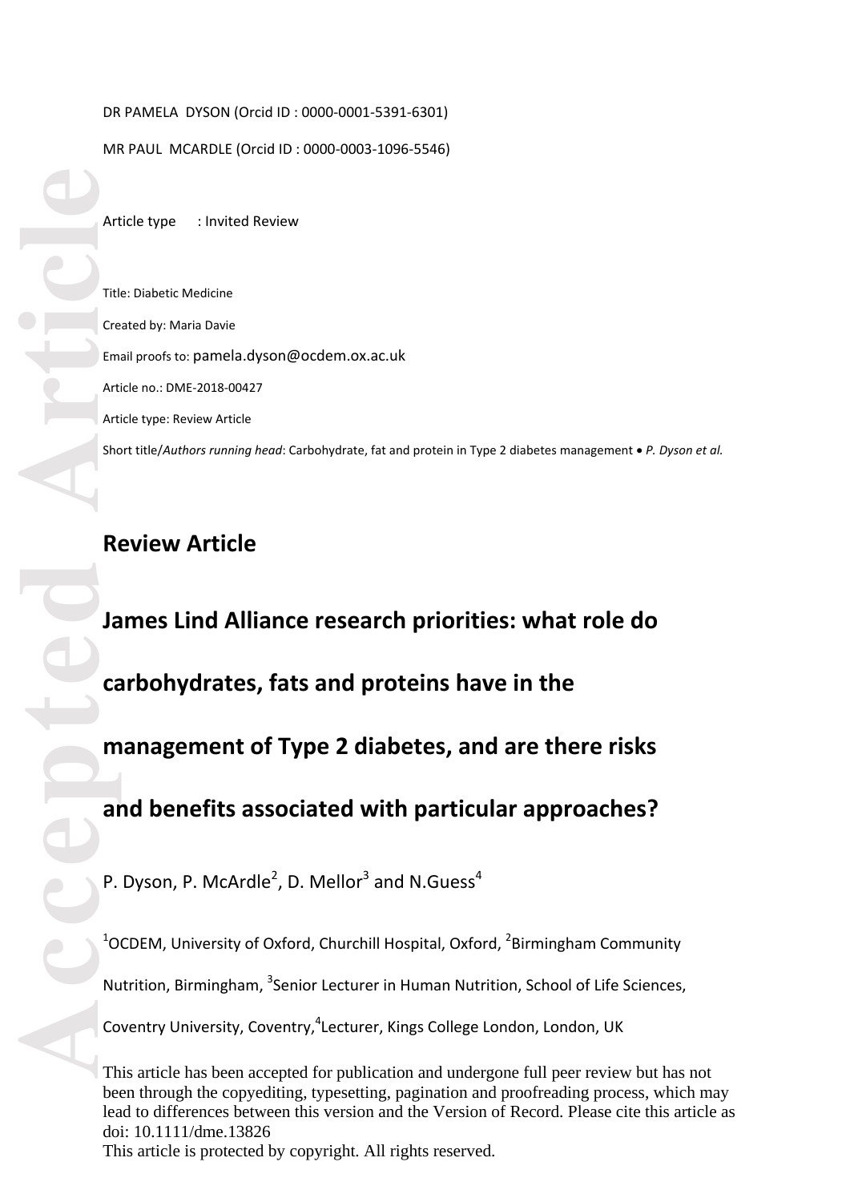DR PAMELA DYSON (Orcid ID : 0000-0001-5391-6301)

MR PAUL MCARDLE (Orcid ID : 0000-0003-1096-5546)

Article type : Invited Review

Title: Diabetic Medicine

Created by: Maria Davie

Email proofs to: pamela.dyson@ocdem.ox.ac.uk

Article no.: DME-2018-00427

Article type: Review Article

Short title/*Authors running head*: Carbohydrate, fat and protein in Type 2 diabetes management • *P. Dyson et al.*

## Review Article

# James Lind Alliance research priorities: what role do carbohydrates, fats and proteins have in the management of Type 2 diabetes, and are there risks and benefits associated with particular approaches?

P. Dyson, P. McArdle[2], D. Mellor[3] and N.Guess[4]

[1]OCDEM, University of Oxford, Churchill Hospital, Oxford, [2]Birmingham Community Nutrition, Birmingham, [3]Senior Lecturer in Human Nutrition, School of Life Sciences, Coventry University, Coventry,[4]Lecturer, Kings College London, London, UK

This article has been accepted for publication and undergone full peer review but has not been through the copyediting, typesetting, pagination and proofreading process, which may lead to differences between this version and the Version of Record. Please cite this article as doi: 10.1111/dme.13826

This article is protected by copyright. All rights reserved.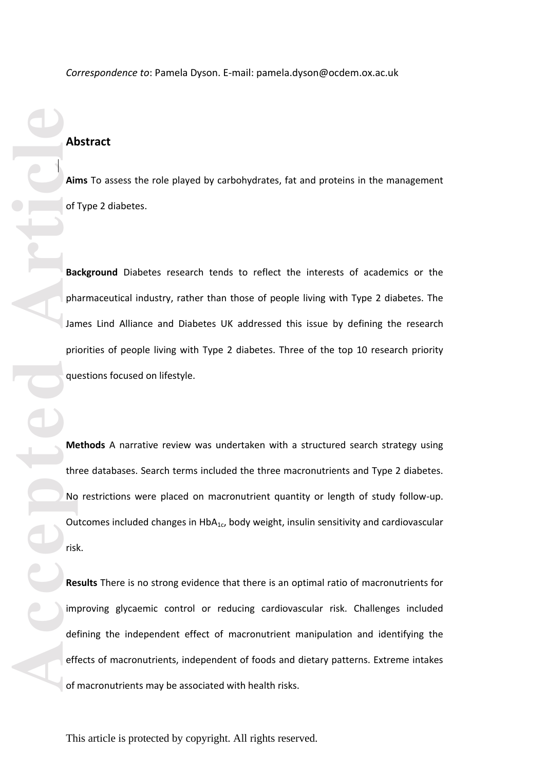*Correspondence to*: Pamela Dyson. E-mail: pamela.dyson@ocdem.ox.ac.uk

## Abstract

**Aims** To assess the role played by carbohydrates, fat and proteins in the management of Type 2 diabetes.

**Background** Diabetes research tends to reflect the interests of academics or the pharmaceutical industry, rather than those of people living with Type 2 diabetes. The James Lind Alliance and Diabetes UK addressed this issue by defining the research priorities of people living with Type 2 diabetes. Three of the top 10 research priority questions focused on lifestyle.

**Methods** A narrative review was undertaken with a structured search strategy using three databases. Search terms included the three macronutrients and Type 2 diabetes. No restrictions were placed on macronutrient quantity or length of study follow-up. Outcomes included changes in $HbA_{1c}$, body weight, insulin sensitivity and cardiovascular risk.

**Results** There is no strong evidence that there is an optimal ratio of macronutrients for improving glycaemic control or reducing cardiovascular risk. Challenges included defining the independent effect of macronutrient manipulation and identifying the effects of macronutrients, independent of foods and dietary patterns. Extreme intakes of macronutrients may be associated with health risks.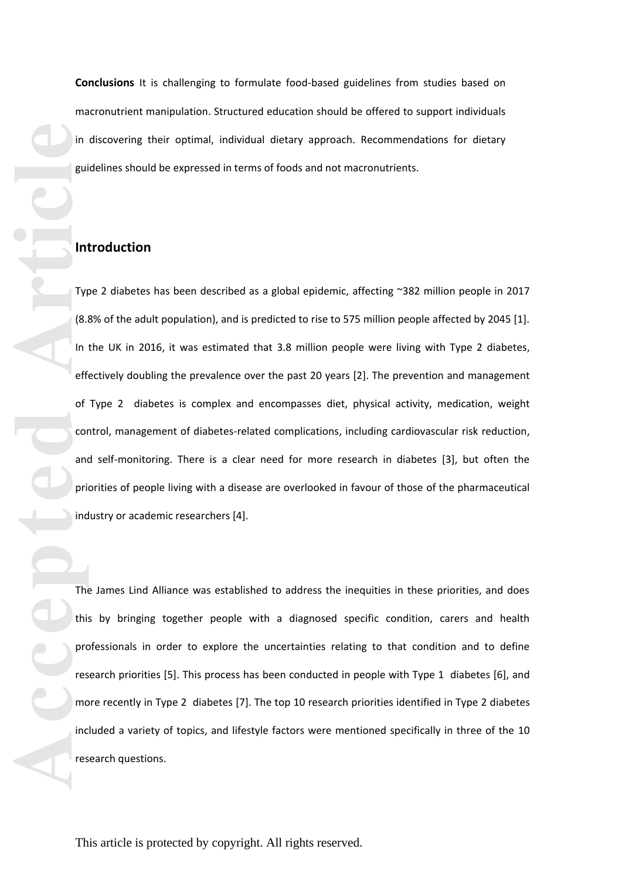**Conclusions** It is challenging to formulate food-based guidelines from studies based on macronutrient manipulation. Structured education should be offered to support individuals in discovering their optimal, individual dietary approach. Recommendations for dietary guidelines should be expressed in terms of foods and not macronutrients.

## Introduction

Type 2 diabetes has been described as a global epidemic, affecting ~382 million people in 2017 (8.8% of the adult population), and is predicted to rise to 575 million people affected by 2045 [1]. In the UK in 2016, it was estimated that 3.8 million people were living with Type 2 diabetes, effectively doubling the prevalence over the past 20 years [2]. The prevention and management of Type 2 diabetes is complex and encompasses diet, physical activity, medication, weight control, management of diabetes-related complications, including cardiovascular risk reduction, and self-monitoring. There is a clear need for more research in diabetes [3], but often the priorities of people living with a disease are overlooked in favour of those of the pharmaceutical industry or academic researchers [4].

The James Lind Alliance was established to address the inequities in these priorities, and does this by bringing together people with a diagnosed specific condition, carers and health professionals in order to explore the uncertainties relating to that condition and to define research priorities [5]. This process has been conducted in people with Type 1 diabetes [6], and more recently in Type 2 diabetes [7]. The top 10 research priorities identified in Type 2 diabetes included a variety of topics, and lifestyle factors were mentioned specifically in three of the 10 research questions.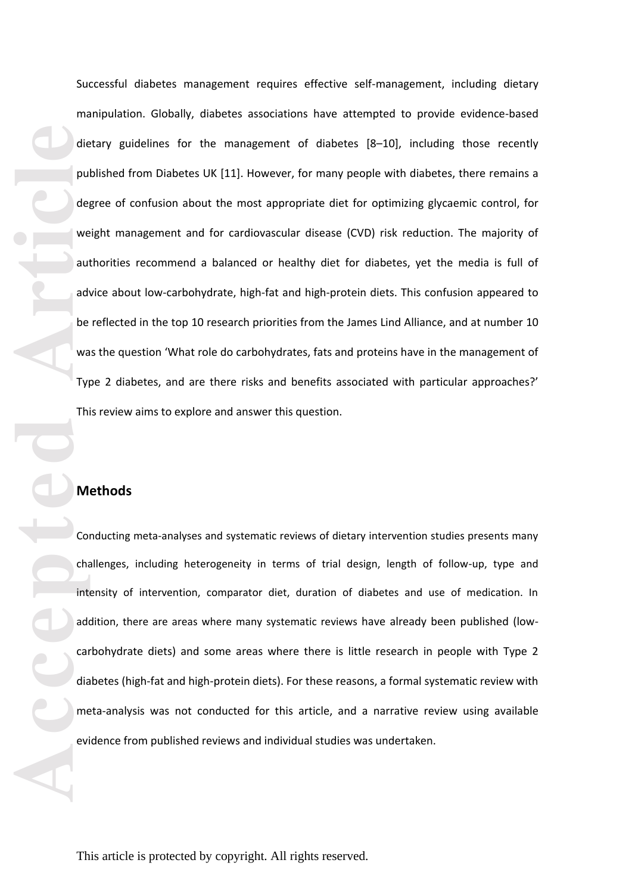Successful diabetes management requires effective self-management, including dietary manipulation. Globally, diabetes associations have attempted to provide evidence-based dietary guidelines for the management of diabetes [8–10], including those recently published from Diabetes UK [11]. However, for many people with diabetes, there remains a degree of confusion about the most appropriate diet for optimizing glycaemic control, for weight management and for cardiovascular disease (CVD) risk reduction. The majority of authorities recommend a balanced or healthy diet for diabetes, yet the media is full of advice about low-carbohydrate, high-fat and high-protein diets. This confusion appeared to be reflected in the top 10 research priorities from the James Lind Alliance, and at number 10 was the question 'What role do carbohydrates, fats and proteins have in the management of Type 2 diabetes, and are there risks and benefits associated with particular approaches?' This review aims to explore and answer this question.

## Methods

Conducting meta-analyses and systematic reviews of dietary intervention studies presents many challenges, including heterogeneity in terms of trial design, length of follow-up, type and intensity of intervention, comparator diet, duration of diabetes and use of medication. In addition, there are areas where many systematic reviews have already been published (low-carbohydrate diets) and some areas where there is little research in people with Type 2 diabetes (high-fat and high-protein diets). For these reasons, a formal systematic review with meta-analysis was not conducted for this article, and a narrative review using available evidence from published reviews and individual studies was undertaken.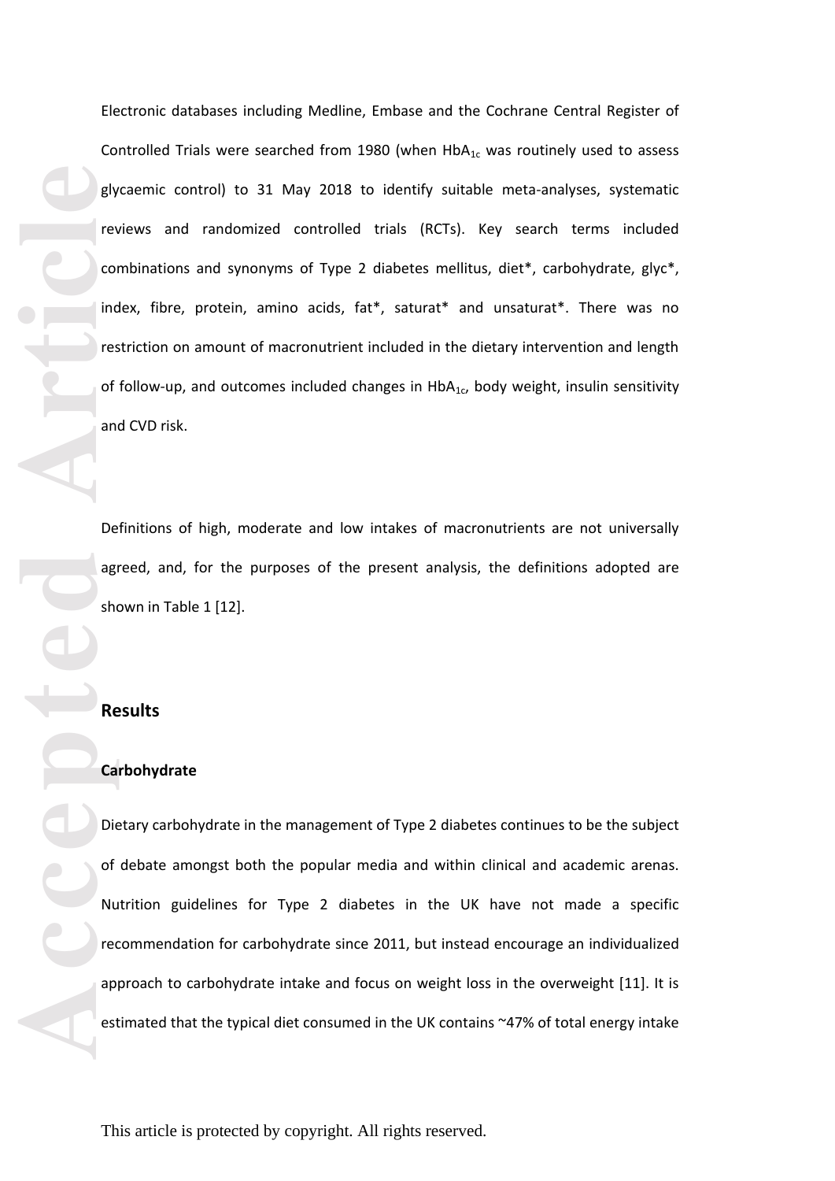Electronic databases including Medline, Embase and the Cochrane Central Register of Controlled Trials were searched from 1980 (when $HbA_{1c}$ was routinely used to assess glycaemic control) to 31 May 2018 to identify suitable meta-analyses, systematic reviews and randomized controlled trials (RCTs). Key search terms included combinations and synonyms of Type 2 diabetes mellitus, diet*, carbohydrate, glyc*, index, fibre, protein, amino acids, fat*, saturat* and unsaturat*. There was no restriction on amount of macronutrient included in the dietary intervention and length of follow-up, and outcomes included changes in $HbA_{1c}$, body weight, insulin sensitivity and CVD risk.

Definitions of high, moderate and low intakes of macronutrients are not universally agreed, and, for the purposes of the present analysis, the definitions adopted are shown in Table 1 [12].

## Results

### Carbohydrate

Dietary carbohydrate in the management of Type 2 diabetes continues to be the subject of debate amongst both the popular media and within clinical and academic arenas. Nutrition guidelines for Type 2 diabetes in the UK have not made a specific recommendation for carbohydrate since 2011, but instead encourage an individualized approach to carbohydrate intake and focus on weight loss in the overweight [11]. It is estimated that the typical diet consumed in the UK contains ~47% of total energy intake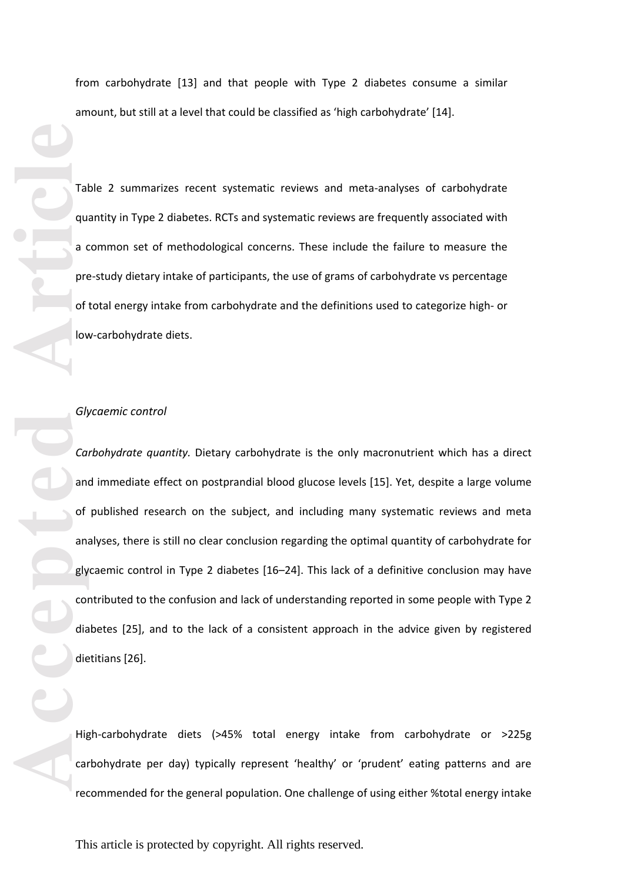from carbohydrate [13] and that people with Type 2 diabetes consume a similar amount, but still at a level that could be classified as 'high carbohydrate' [14].

Table 2 summarizes recent systematic reviews and meta-analyses of carbohydrate quantity in Type 2 diabetes. RCTs and systematic reviews are frequently associated with a common set of methodological concerns. These include the failure to measure the pre-study dietary intake of participants, the use of grams of carbohydrate vs percentage of total energy intake from carbohydrate and the definitions used to categorize high- or low-carbohydrate diets.

*Glycaemic control*

*Carbohydrate quantity.* Dietary carbohydrate is the only macronutrient which has a direct and immediate effect on postprandial blood glucose levels [15]. Yet, despite a large volume of published research on the subject, and including many systematic reviews and meta analyses, there is still no clear conclusion regarding the optimal quantity of carbohydrate for glycaemic control in Type 2 diabetes [16–24]. This lack of a definitive conclusion may have contributed to the confusion and lack of understanding reported in some people with Type 2 diabetes [25], and to the lack of a consistent approach in the advice given by registered dietitians [26].

High-carbohydrate diets (>45% total energy intake from carbohydrate or >225g carbohydrate per day) typically represent 'healthy' or 'prudent' eating patterns and are recommended for the general population. One challenge of using either %total energy intake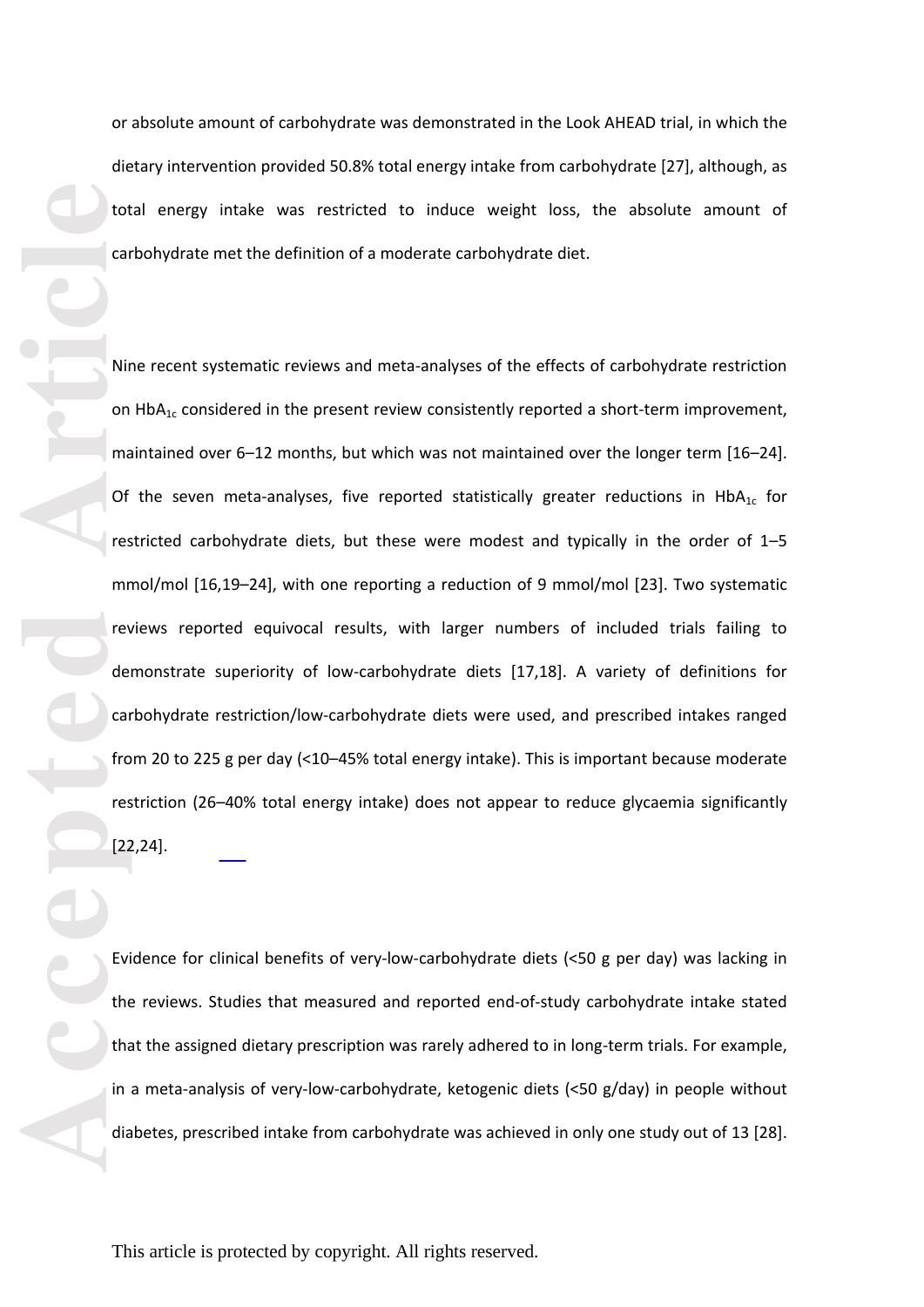or absolute amount of carbohydrate was demonstrated in the Look AHEAD trial, in which the dietary intervention provided 50.8% total energy intake from carbohydrate [27], although, as total energy intake was restricted to induce weight loss, the absolute amount of carbohydrate met the definition of a moderate carbohydrate diet.

Nine recent systematic reviews and meta-analyses of the effects of carbohydrate restriction on $HbA_{1c}$ considered in the present review consistently reported a short-term improvement, maintained over 6–12 months, but which was not maintained over the longer term [16–24]. Of the seven meta-analyses, five reported statistically greater reductions in $HbA_{1c}$ for restricted carbohydrate diets, but these were modest and typically in the order of 1–5 mmol/mol [16,19–24], with one reporting a reduction of 9 mmol/mol [23]. Two systematic reviews reported equivocal results, with larger numbers of included trials failing to demonstrate superiority of low-carbohydrate diets [17,18]. A variety of definitions for carbohydrate restriction/low-carbohydrate diets were used, and prescribed intakes ranged from 20 to 225 g per day (<10–45% total energy intake). This is important because moderate restriction (26–40% total energy intake) does not appear to reduce glycaemia significantly [22,24].

Evidence for clinical benefits of very-low-carbohydrate diets (<50 g per day) was lacking in the reviews. Studies that measured and reported end-of-study carbohydrate intake stated that the assigned dietary prescription was rarely adhered to in long-term trials. For example, in a meta-analysis of very-low-carbohydrate, ketogenic diets (<50 g/day) in people without diabetes, prescribed intake from carbohydrate was achieved in only one study out of 13 [28].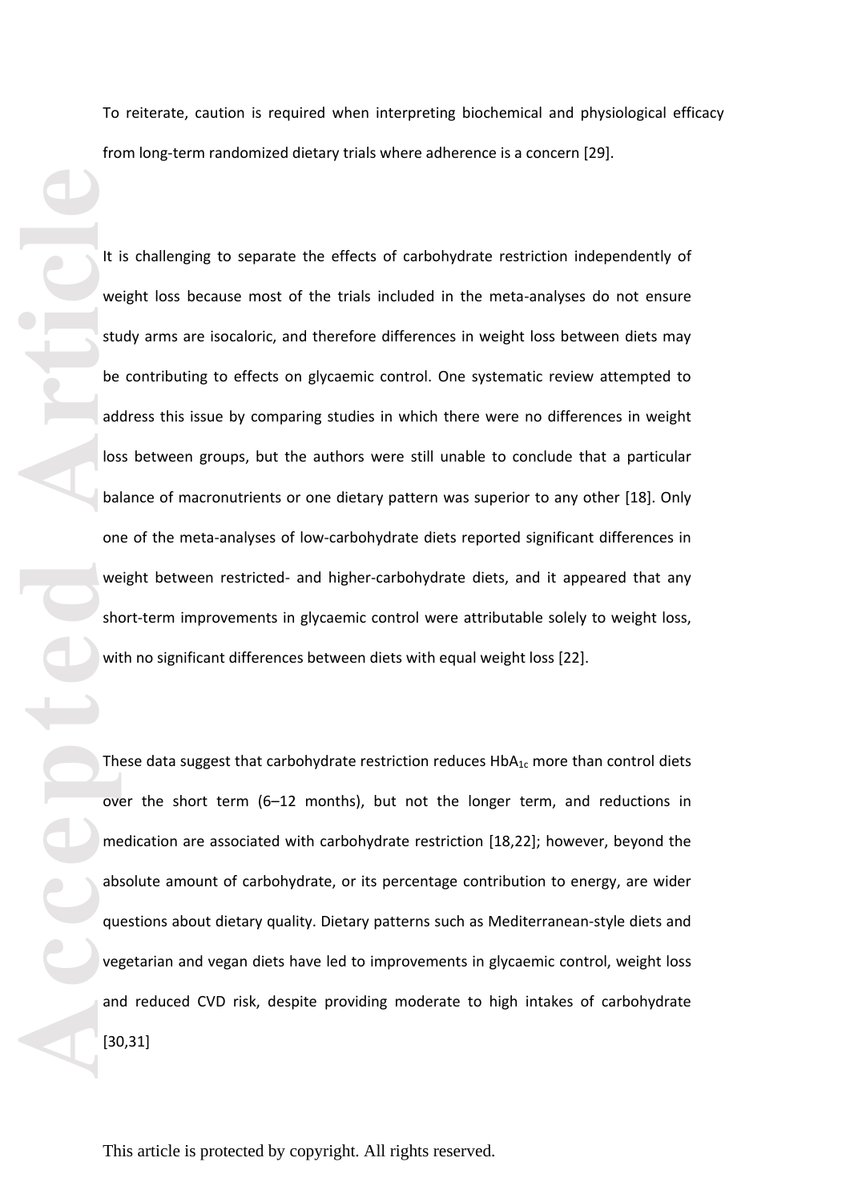To reiterate, caution is required when interpreting biochemical and physiological efficacy from long-term randomized dietary trials where adherence is a concern [29].

It is challenging to separate the effects of carbohydrate restriction independently of weight loss because most of the trials included in the meta-analyses do not ensure study arms are isocaloric, and therefore differences in weight loss between diets may be contributing to effects on glycaemic control. One systematic review attempted to address this issue by comparing studies in which there were no differences in weight loss between groups, but the authors were still unable to conclude that a particular balance of macronutrients or one dietary pattern was superior to any other [18]. Only one of the meta-analyses of low-carbohydrate diets reported significant differences in weight between restricted- and higher-carbohydrate diets, and it appeared that any short-term improvements in glycaemic control were attributable solely to weight loss, with no significant differences between diets with equal weight loss [22].

These data suggest that carbohydrate restriction reduces $HbA_{1c}$ more than control diets over the short term (6–12 months), but not the longer term, and reductions in medication are associated with carbohydrate restriction [18,22]; however, beyond the absolute amount of carbohydrate, or its percentage contribution to energy, are wider questions about dietary quality. Dietary patterns such as Mediterranean-style diets and vegetarian and vegan diets have led to improvements in glycaemic control, weight loss and reduced CVD risk, despite providing moderate to high intakes of carbohydrate [30,31]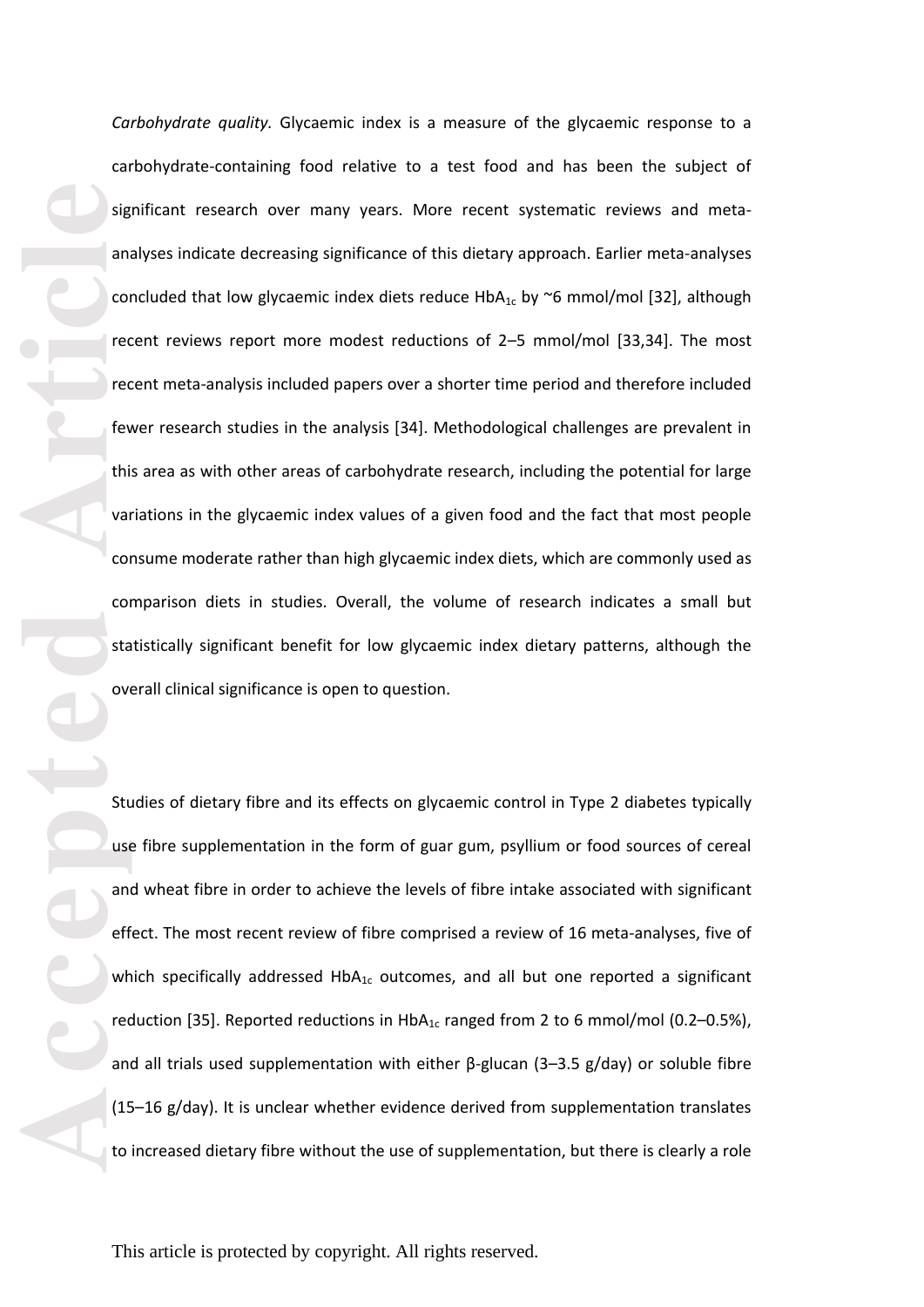*Carbohydrate quality.* Glycaemic index is a measure of the glycaemic response to a carbohydrate-containing food relative to a test food and has been the subject of significant research over many years. More recent systematic reviews and meta-analyses indicate decreasing significance of this dietary approach. Earlier meta-analyses concluded that low glycaemic index diets reduce $HbA_{1c}$ by ~6 mmol/mol [32], although recent reviews report more modest reductions of 2–5 mmol/mol [33,34]. The most recent meta-analysis included papers over a shorter time period and therefore included fewer research studies in the analysis [34]. Methodological challenges are prevalent in this area as with other areas of carbohydrate research, including the potential for large variations in the glycaemic index values of a given food and the fact that most people consume moderate rather than high glycaemic index diets, which are commonly used as comparison diets in studies. Overall, the volume of research indicates a small but statistically significant benefit for low glycaemic index dietary patterns, although the overall clinical significance is open to question.

Studies of dietary fibre and its effects on glycaemic control in Type 2 diabetes typically use fibre supplementation in the form of guar gum, psyllium or food sources of cereal and wheat fibre in order to achieve the levels of fibre intake associated with significant effect. The most recent review of fibre comprised a review of 16 meta-analyses, five of which specifically addressed $HbA_{1c}$ outcomes, and all but one reported a significant reduction [35]. Reported reductions in $HbA_{1c}$ ranged from 2 to 6 mmol/mol (0.2–0.5%), and all trials used supplementation with either β-glucan (3–3.5 g/day) or soluble fibre (15–16 g/day). It is unclear whether evidence derived from supplementation translates to increased dietary fibre without the use of supplementation, but there is clearly a role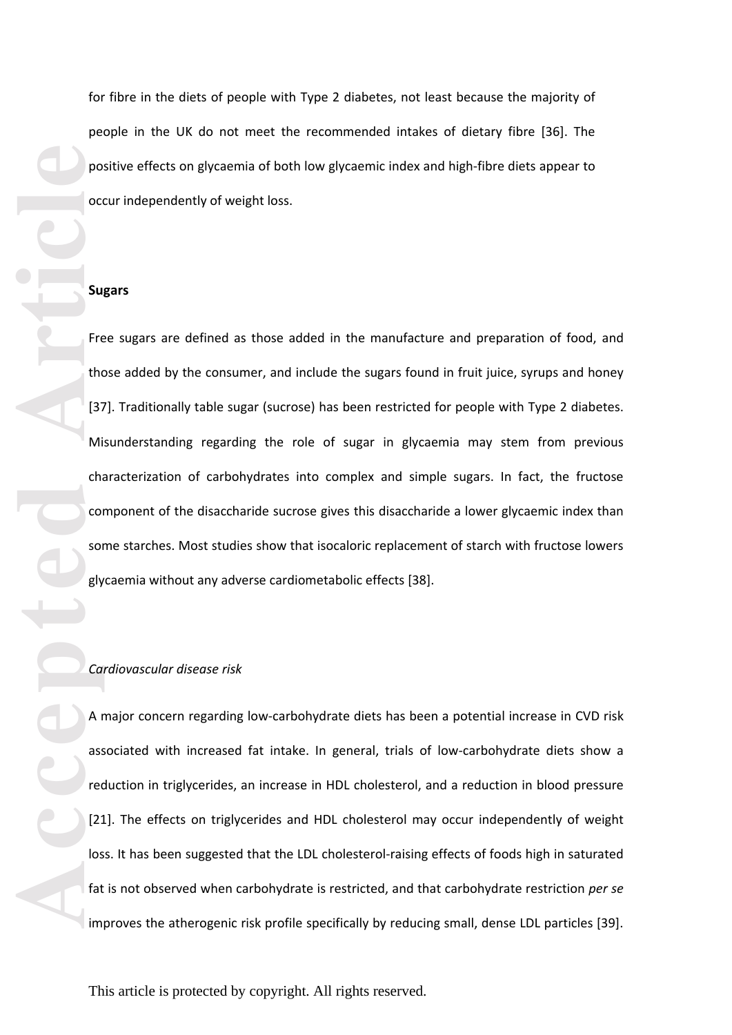for fibre in the diets of people with Type 2 diabetes, not least because the majority of people in the UK do not meet the recommended intakes of dietary fibre [36]. The positive effects on glycaemia of both low glycaemic index and high-fibre diets appear to occur independently of weight loss.

**Sugars**

Free sugars are defined as those added in the manufacture and preparation of food, and those added by the consumer, and include the sugars found in fruit juice, syrups and honey [37]. Traditionally table sugar (sucrose) has been restricted for people with Type 2 diabetes. Misunderstanding regarding the role of sugar in glycaemia may stem from previous characterization of carbohydrates into complex and simple sugars. In fact, the fructose component of the disaccharide sucrose gives this disaccharide a lower glycaemic index than some starches. Most studies show that isocaloric replacement of starch with fructose lowers glycaemia without any adverse cardiometabolic effects [38].

*Cardiovascular disease risk*

A major concern regarding low-carbohydrate diets has been a potential increase in CVD risk associated with increased fat intake. In general, trials of low-carbohydrate diets show a reduction in triglycerides, an increase in HDL cholesterol, and a reduction in blood pressure [21]. The effects on triglycerides and HDL cholesterol may occur independently of weight loss. It has been suggested that the LDL cholesterol-raising effects of foods high in saturated fat is not observed when carbohydrate is restricted, and that carbohydrate restriction *per se* improves the atherogenic risk profile specifically by reducing small, dense LDL particles [39].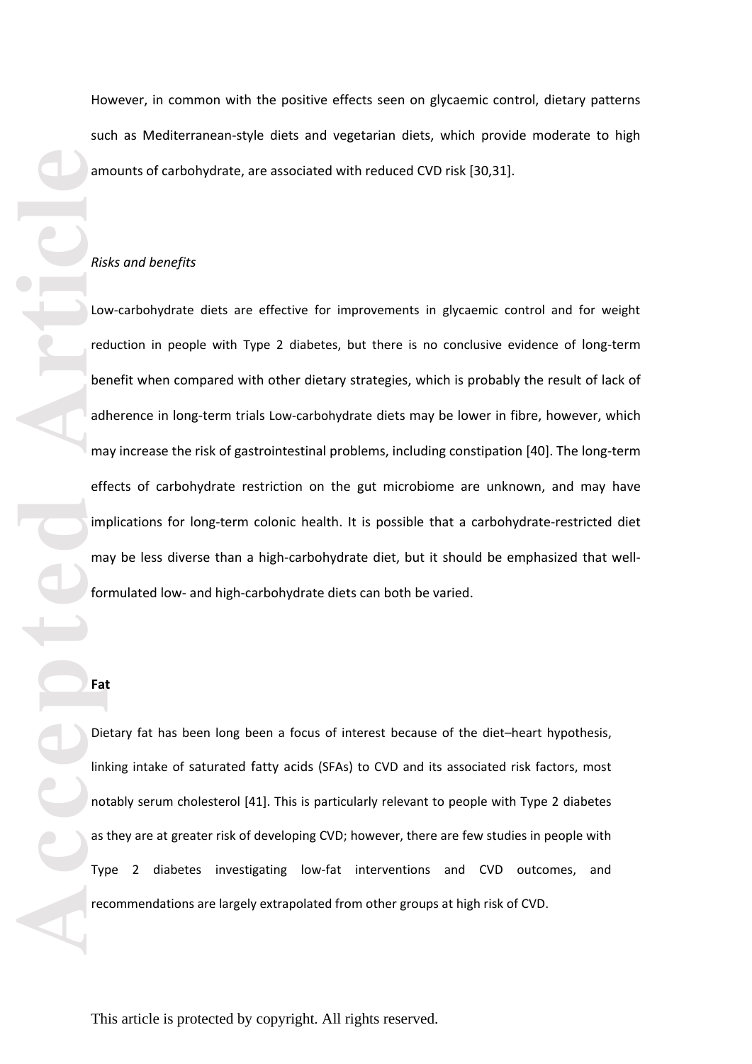However, in common with the positive effects seen on glycaemic control, dietary patterns such as Mediterranean-style diets and vegetarian diets, which provide moderate to high amounts of carbohydrate, are associated with reduced CVD risk [30,31].

*Risks and benefits*

Low-carbohydrate diets are effective for improvements in glycaemic control and for weight reduction in people with Type 2 diabetes, but there is no conclusive evidence of long-term benefit when compared with other dietary strategies, which is probably the result of lack of adherence in long-term trials Low-carbohydrate diets may be lower in fibre, however, which may increase the risk of gastrointestinal problems, including constipation [40]. The long-term effects of carbohydrate restriction on the gut microbiome are unknown, and may have implications for long-term colonic health. It is possible that a carbohydrate-restricted diet may be less diverse than a high-carbohydrate diet, but it should be emphasized that well-formulated low- and high-carbohydrate diets can both be varied.

**Fat**

Dietary fat has been long been a focus of interest because of the diet–heart hypothesis, linking intake of saturated fatty acids (SFAs) to CVD and its associated risk factors, most notably serum cholesterol [41]. This is particularly relevant to people with Type 2 diabetes as they are at greater risk of developing CVD; however, there are few studies in people with Type 2 diabetes investigating low-fat interventions and CVD outcomes, and recommendations are largely extrapolated from other groups at high risk of CVD.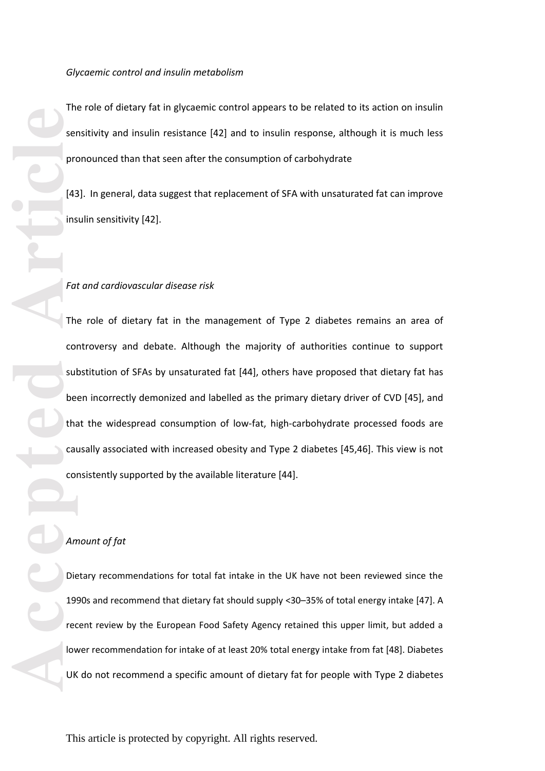*Glycaemic control and insulin metabolism*

The role of dietary fat in glycaemic control appears to be related to its action on insulin sensitivity and insulin resistance [42] and to insulin response, although it is much less pronounced than that seen after the consumption of carbohydrate

[43]. In general, data suggest that replacement of SFA with unsaturated fat can improve insulin sensitivity [42].

*Fat and cardiovascular disease risk*

The role of dietary fat in the management of Type 2 diabetes remains an area of controversy and debate. Although the majority of authorities continue to support substitution of SFAs by unsaturated fat [44], others have proposed that dietary fat has been incorrectly demonized and labelled as the primary dietary driver of CVD [45], and that the widespread consumption of low-fat, high-carbohydrate processed foods are causally associated with increased obesity and Type 2 diabetes [45,46]. This view is not consistently supported by the available literature [44].

*Amount of fat*

Dietary recommendations for total fat intake in the UK have not been reviewed since the 1990s and recommend that dietary fat should supply <30–35% of total energy intake [47]. A recent review by the European Food Safety Agency retained this upper limit, but added a lower recommendation for intake of at least 20% total energy intake from fat [48]. Diabetes UK do not recommend a specific amount of dietary fat for people with Type 2 diabetes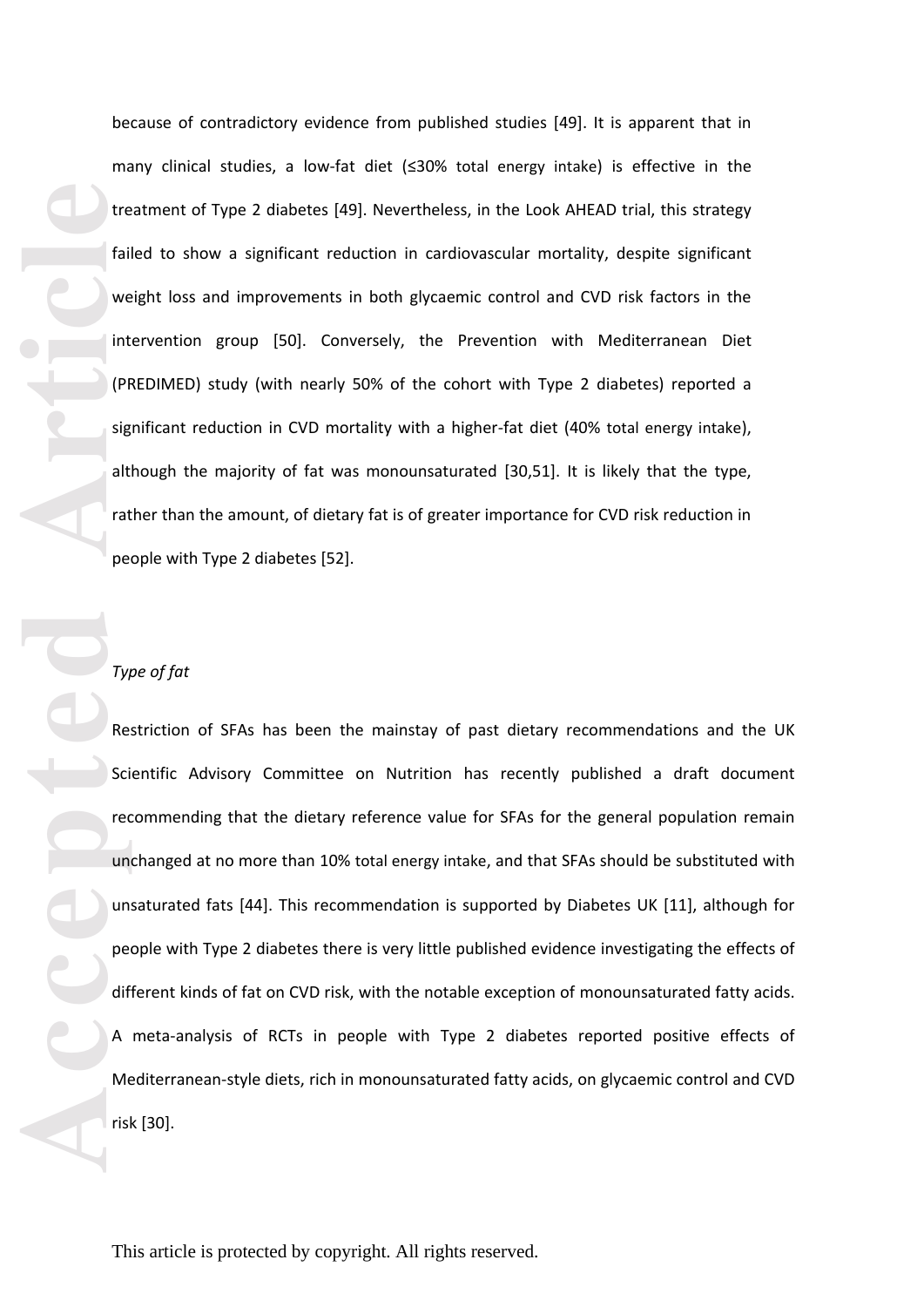because of contradictory evidence from published studies [49]. It is apparent that in many clinical studies, a low-fat diet (≤30% total energy intake) is effective in the treatment of Type 2 diabetes [49]. Nevertheless, in the Look AHEAD trial, this strategy failed to show a significant reduction in cardiovascular mortality, despite significant weight loss and improvements in both glycaemic control and CVD risk factors in the intervention group [50]. Conversely, the Prevention with Mediterranean Diet (PREDIMED) study (with nearly 50% of the cohort with Type 2 diabetes) reported a significant reduction in CVD mortality with a higher-fat diet (40% total energy intake), although the majority of fat was monounsaturated [30,51]. It is likely that the type, rather than the amount, of dietary fat is of greater importance for CVD risk reduction in people with Type 2 diabetes [52].

*Type of fat*

Restriction of SFAs has been the mainstay of past dietary recommendations and the UK Scientific Advisory Committee on Nutrition has recently published a draft document recommending that the dietary reference value for SFAs for the general population remain unchanged at no more than 10% total energy intake, and that SFAs should be substituted with unsaturated fats [44]. This recommendation is supported by Diabetes UK [11], although for people with Type 2 diabetes there is very little published evidence investigating the effects of different kinds of fat on CVD risk, with the notable exception of monounsaturated fatty acids. A meta-analysis of RCTs in people with Type 2 diabetes reported positive effects of Mediterranean-style diets, rich in monounsaturated fatty acids, on glycaemic control and CVD risk [30].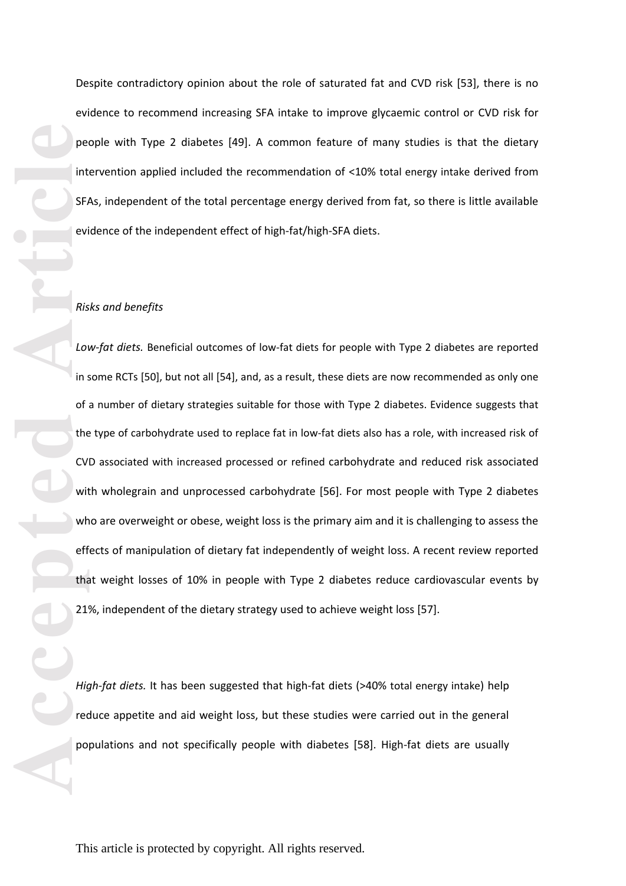Despite contradictory opinion about the role of saturated fat and CVD risk [53], there is no evidence to recommend increasing SFA intake to improve glycaemic control or CVD risk for people with Type 2 diabetes [49]. A common feature of many studies is that the dietary intervention applied included the recommendation of <10% total energy intake derived from SFAs, independent of the total percentage energy derived from fat, so there is little available evidence of the independent effect of high-fat/high-SFA diets.

*Risks and benefits*

*Low-fat diets.* Beneficial outcomes of low-fat diets for people with Type 2 diabetes are reported in some RCTs [50], but not all [54], and, as a result, these diets are now recommended as only one of a number of dietary strategies suitable for those with Type 2 diabetes. Evidence suggests that the type of carbohydrate used to replace fat in low-fat diets also has a role, with increased risk of CVD associated with increased processed or refined carbohydrate and reduced risk associated with wholegrain and unprocessed carbohydrate [56]. For most people with Type 2 diabetes who are overweight or obese, weight loss is the primary aim and it is challenging to assess the effects of manipulation of dietary fat independently of weight loss. A recent review reported that weight losses of 10% in people with Type 2 diabetes reduce cardiovascular events by 21%, independent of the dietary strategy used to achieve weight loss [57].

*High-fat diets.* It has been suggested that high-fat diets (>40% total energy intake) help reduce appetite and aid weight loss, but these studies were carried out in the general populations and not specifically people with diabetes [58]. High-fat diets are usually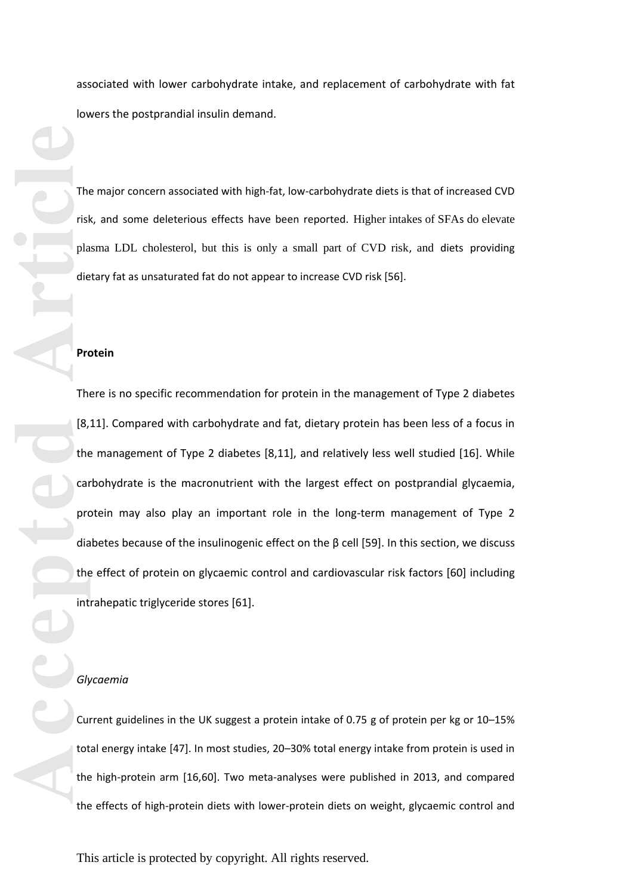associated with lower carbohydrate intake, and replacement of carbohydrate with fat lowers the postprandial insulin demand.

The major concern associated with high-fat, low-carbohydrate diets is that of increased CVD risk, and some deleterious effects have been reported. Higher intakes of SFAs do elevate plasma LDL cholesterol, but this is only a small part of CVD risk, and diets providing dietary fat as unsaturated fat do not appear to increase CVD risk [56].

**Protein**

There is no specific recommendation for protein in the management of Type 2 diabetes [8,11]. Compared with carbohydrate and fat, dietary protein has been less of a focus in the management of Type 2 diabetes [8,11], and relatively less well studied [16]. While carbohydrate is the macronutrient with the largest effect on postprandial glycaemia, protein may also play an important role in the long-term management of Type 2 diabetes because of the insulinogenic effect on the β cell [59]. In this section, we discuss the effect of protein on glycaemic control and cardiovascular risk factors [60] including intrahepatic triglyceride stores [61].

*Glycaemia*

Current guidelines in the UK suggest a protein intake of 0.75 g of protein per kg or 10–15% total energy intake [47]. In most studies, 20–30% total energy intake from protein is used in the high-protein arm [16,60]. Two meta-analyses were published in 2013, and compared the effects of high-protein diets with lower-protein diets on weight, glycaemic control and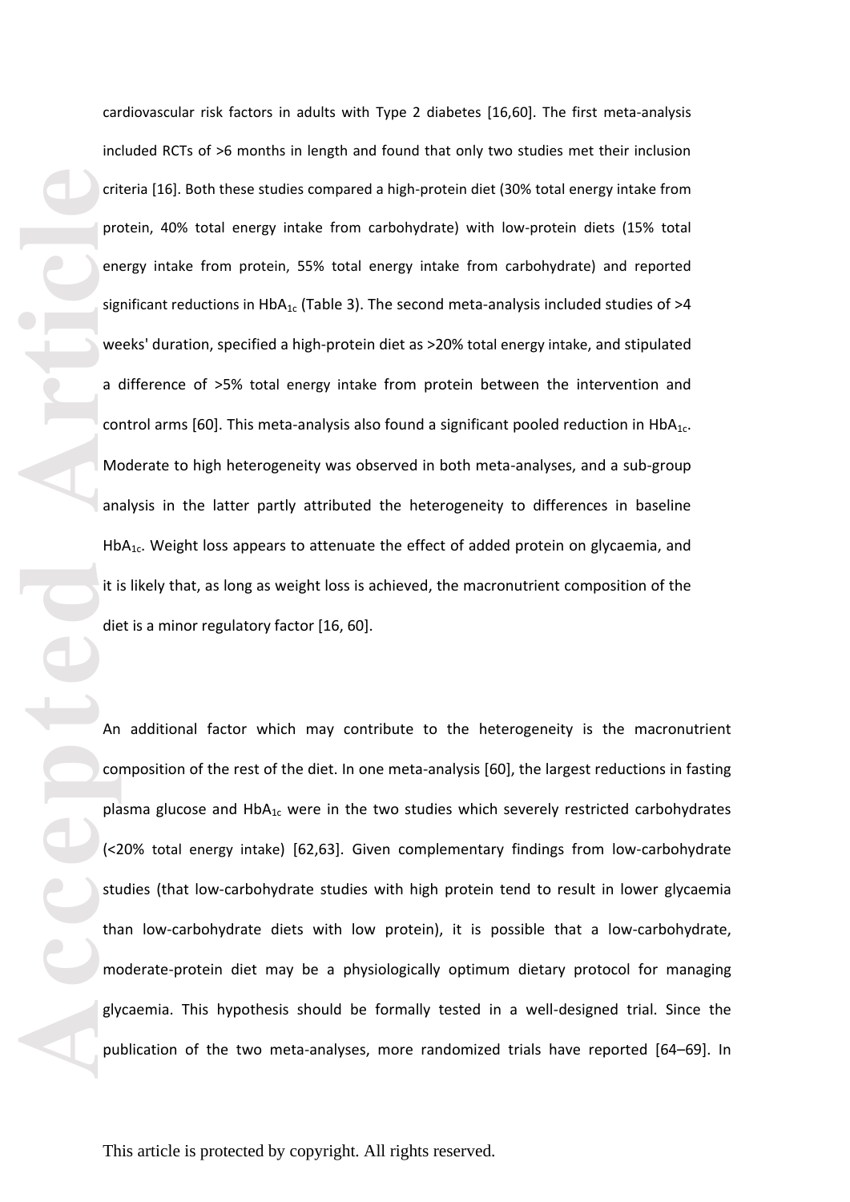cardiovascular risk factors in adults with Type 2 diabetes [16,60]. The first meta-analysis included RCTs of >6 months in length and found that only two studies met their inclusion criteria [16]. Both these studies compared a high-protein diet (30% total energy intake from protein, 40% total energy intake from carbohydrate) with low-protein diets (15% total energy intake from protein, 55% total energy intake from carbohydrate) and reported significant reductions in $HbA_{1c}$ (Table 3). The second meta-analysis included studies of >4 weeks' duration, specified a high-protein diet as >20% total energy intake, and stipulated a difference of >5% total energy intake from protein between the intervention and control arms [60]. This meta-analysis also found a significant pooled reduction in $HbA_{1c}$. Moderate to high heterogeneity was observed in both meta-analyses, and a sub-group analysis in the latter partly attributed the heterogeneity to differences in baseline $HbA_{1c}$. Weight loss appears to attenuate the effect of added protein on glycaemia, and it is likely that, as long as weight loss is achieved, the macronutrient composition of the diet is a minor regulatory factor [16, 60].

An additional factor which may contribute to the heterogeneity is the macronutrient composition of the rest of the diet. In one meta-analysis [60], the largest reductions in fasting plasma glucose and $HbA_{1c}$ were in the two studies which severely restricted carbohydrates (<20% total energy intake) [62,63]. Given complementary findings from low-carbohydrate studies (that low-carbohydrate studies with high protein tend to result in lower glycaemia than low-carbohydrate diets with low protein), it is possible that a low-carbohydrate, moderate-protein diet may be a physiologically optimum dietary protocol for managing glycaemia. This hypothesis should be formally tested in a well-designed trial. Since the publication of the two meta-analyses, more randomized trials have reported [64–69]. In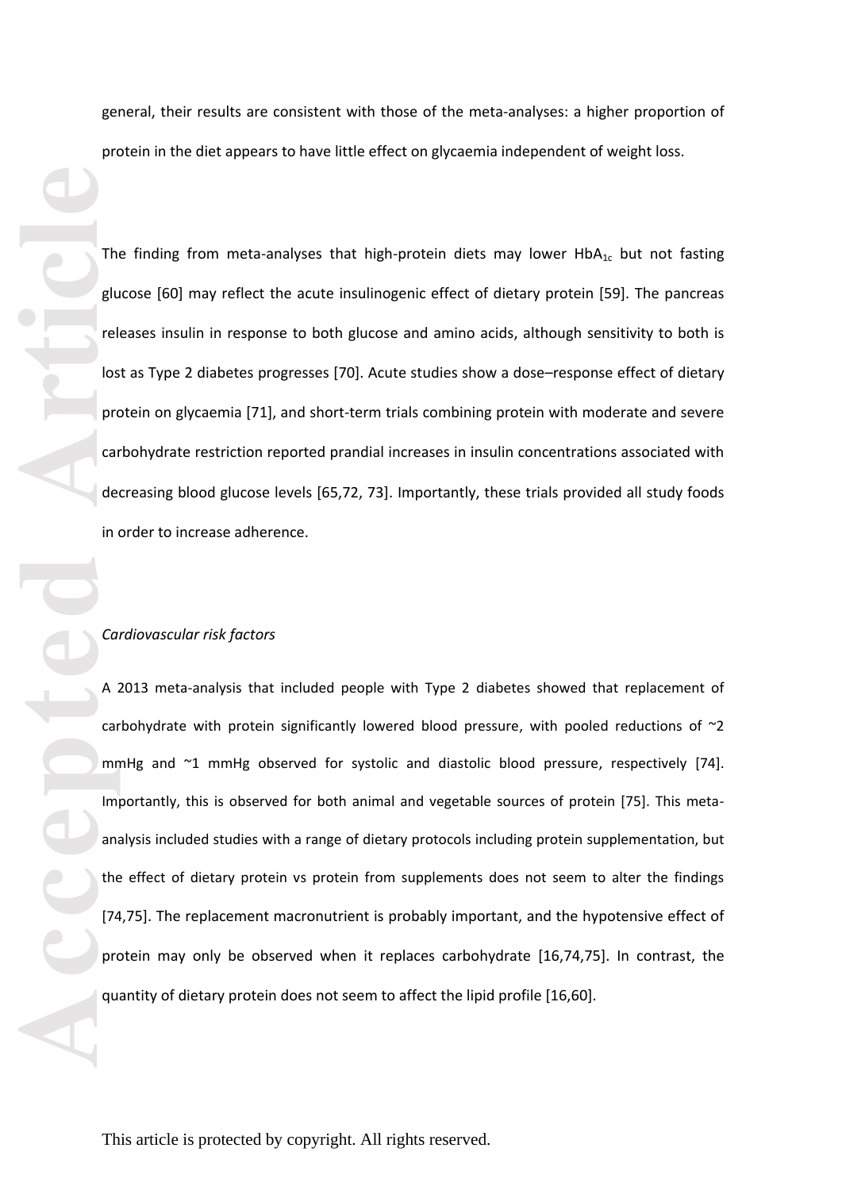general, their results are consistent with those of the meta-analyses: a higher proportion of protein in the diet appears to have little effect on glycaemia independent of weight loss.

The finding from meta-analyses that high-protein diets may lower $HbA_{1c}$ but not fasting glucose [60] may reflect the acute insulinogenic effect of dietary protein [59]. The pancreas releases insulin in response to both glucose and amino acids, although sensitivity to both is lost as Type 2 diabetes progresses [70]. Acute studies show a dose–response effect of dietary protein on glycaemia [71], and short-term trials combining protein with moderate and severe carbohydrate restriction reported prandial increases in insulin concentrations associated with decreasing blood glucose levels [65,72, 73]. Importantly, these trials provided all study foods in order to increase adherence.

*Cardiovascular risk factors*

A 2013 meta-analysis that included people with Type 2 diabetes showed that replacement of carbohydrate with protein significantly lowered blood pressure, with pooled reductions of ~2 mmHg and ~1 mmHg observed for systolic and diastolic blood pressure, respectively [74]. Importantly, this is observed for both animal and vegetable sources of protein [75]. This meta-analysis included studies with a range of dietary protocols including protein supplementation, but the effect of dietary protein vs protein from supplements does not seem to alter the findings [74,75]. The replacement macronutrient is probably important, and the hypotensive effect of protein may only be observed when it replaces carbohydrate [16,74,75]. In contrast, the quantity of dietary protein does not seem to affect the lipid profile [16,60].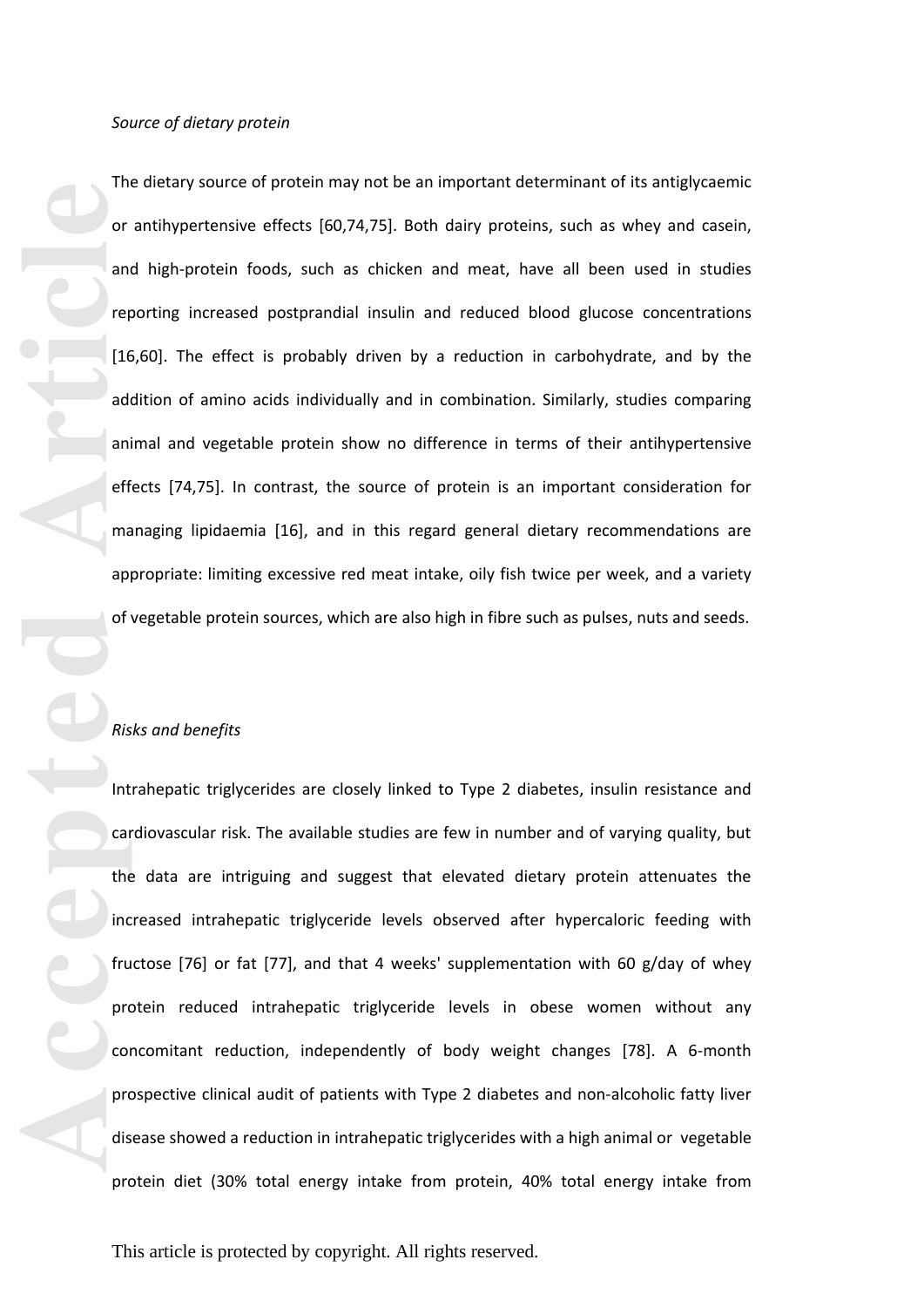*Source of dietary protein*

The dietary source of protein may not be an important determinant of its antiglycaemic or antihypertensive effects [60,74,75]. Both dairy proteins, such as whey and casein, and high-protein foods, such as chicken and meat, have all been used in studies reporting increased postprandial insulin and reduced blood glucose concentrations [16,60]. The effect is probably driven by a reduction in carbohydrate, and by the addition of amino acids individually and in combination. Similarly, studies comparing animal and vegetable protein show no difference in terms of their antihypertensive effects [74,75]. In contrast, the source of protein is an important consideration for managing lipidaemia [16], and in this regard general dietary recommendations are appropriate: limiting excessive red meat intake, oily fish twice per week, and a variety of vegetable protein sources, which are also high in fibre such as pulses, nuts and seeds.

*Risks and benefits*

Intrahepatic triglycerides are closely linked to Type 2 diabetes, insulin resistance and cardiovascular risk. The available studies are few in number and of varying quality, but the data are intriguing and suggest that elevated dietary protein attenuates the increased intrahepatic triglyceride levels observed after hypercaloric feeding with fructose [76] or fat [77], and that 4 weeks' supplementation with 60 g/day of whey protein reduced intrahepatic triglyceride levels in obese women without any concomitant reduction, independently of body weight changes [78]. A 6-month prospective clinical audit of patients with Type 2 diabetes and non-alcoholic fatty liver disease showed a reduction in intrahepatic triglycerides with a high animal or vegetable protein diet (30% total energy intake from protein, 40% total energy intake from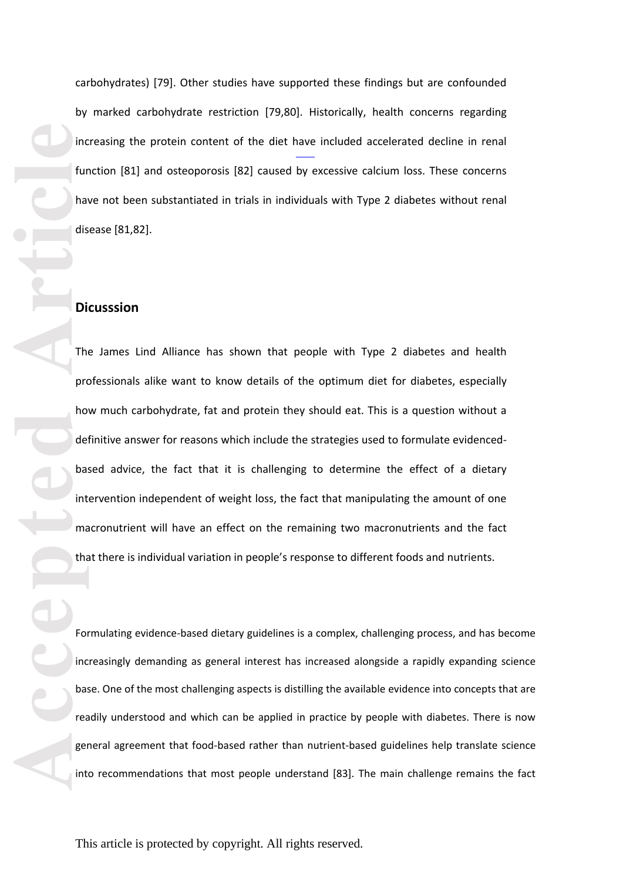carbohydrates) [79]. Other studies have supported these findings but are confounded by marked carbohydrate restriction [79,80]. Historically, health concerns regarding increasing the protein content of the diet have included accelerated decline in renal function [81] and osteoporosis [82] caused by excessive calcium loss. These concerns have not been substantiated in trials in individuals with Type 2 diabetes without renal disease [81,82].

## Dicusssion

The James Lind Alliance has shown that people with Type 2 diabetes and health professionals alike want to know details of the optimum diet for diabetes, especially how much carbohydrate, fat and protein they should eat. This is a question without a definitive answer for reasons which include the strategies used to formulate evidenced-based advice, the fact that it is challenging to determine the effect of a dietary intervention independent of weight loss, the fact that manipulating the amount of one macronutrient will have an effect on the remaining two macronutrients and the fact that there is individual variation in people's response to different foods and nutrients.

Formulating evidence-based dietary guidelines is a complex, challenging process, and has become increasingly demanding as general interest has increased alongside a rapidly expanding science base. One of the most challenging aspects is distilling the available evidence into concepts that are readily understood and which can be applied in practice by people with diabetes. There is now general agreement that food-based rather than nutrient-based guidelines help translate science into recommendations that most people understand [83]. The main challenge remains the fact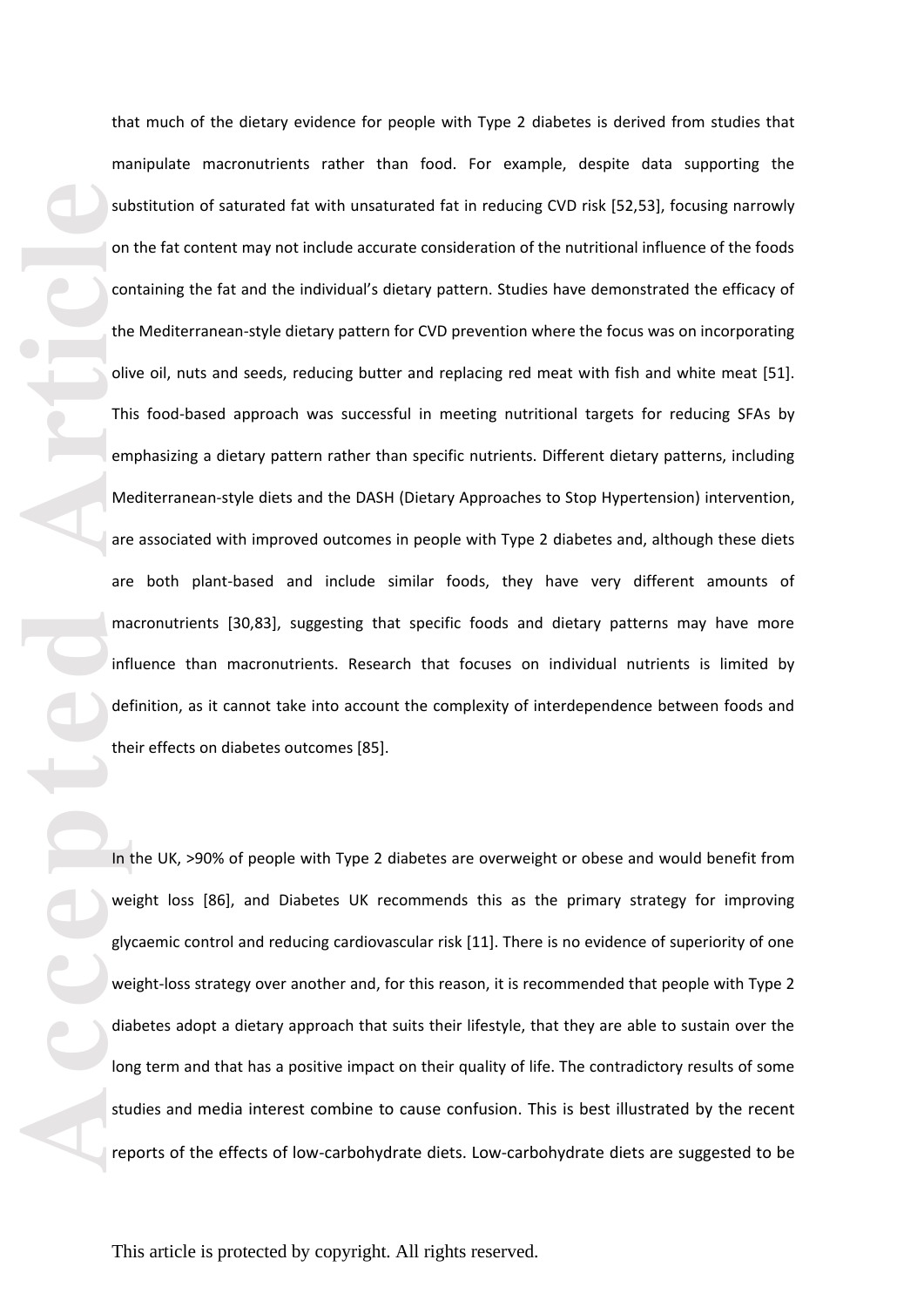that much of the dietary evidence for people with Type 2 diabetes is derived from studies that manipulate macronutrients rather than food. For example, despite data supporting the substitution of saturated fat with unsaturated fat in reducing CVD risk [52,53], focusing narrowly on the fat content may not include accurate consideration of the nutritional influence of the foods containing the fat and the individual's dietary pattern. Studies have demonstrated the efficacy of the Mediterranean-style dietary pattern for CVD prevention where the focus was on incorporating olive oil, nuts and seeds, reducing butter and replacing red meat with fish and white meat [51]. This food-based approach was successful in meeting nutritional targets for reducing SFAs by emphasizing a dietary pattern rather than specific nutrients. Different dietary patterns, including Mediterranean-style diets and the DASH (Dietary Approaches to Stop Hypertension) intervention, are associated with improved outcomes in people with Type 2 diabetes and, although these diets are both plant-based and include similar foods, they have very different amounts of macronutrients [30,83], suggesting that specific foods and dietary patterns may have more influence than macronutrients. Research that focuses on individual nutrients is limited by definition, as it cannot take into account the complexity of interdependence between foods and their effects on diabetes outcomes [85].

In the UK, >90% of people with Type 2 diabetes are overweight or obese and would benefit from weight loss [86], and Diabetes UK recommends this as the primary strategy for improving glycaemic control and reducing cardiovascular risk [11]. There is no evidence of superiority of one weight-loss strategy over another and, for this reason, it is recommended that people with Type 2 diabetes adopt a dietary approach that suits their lifestyle, that they are able to sustain over the long term and that has a positive impact on their quality of life. The contradictory results of some studies and media interest combine to cause confusion. This is best illustrated by the recent reports of the effects of low-carbohydrate diets. Low-carbohydrate diets are suggested to be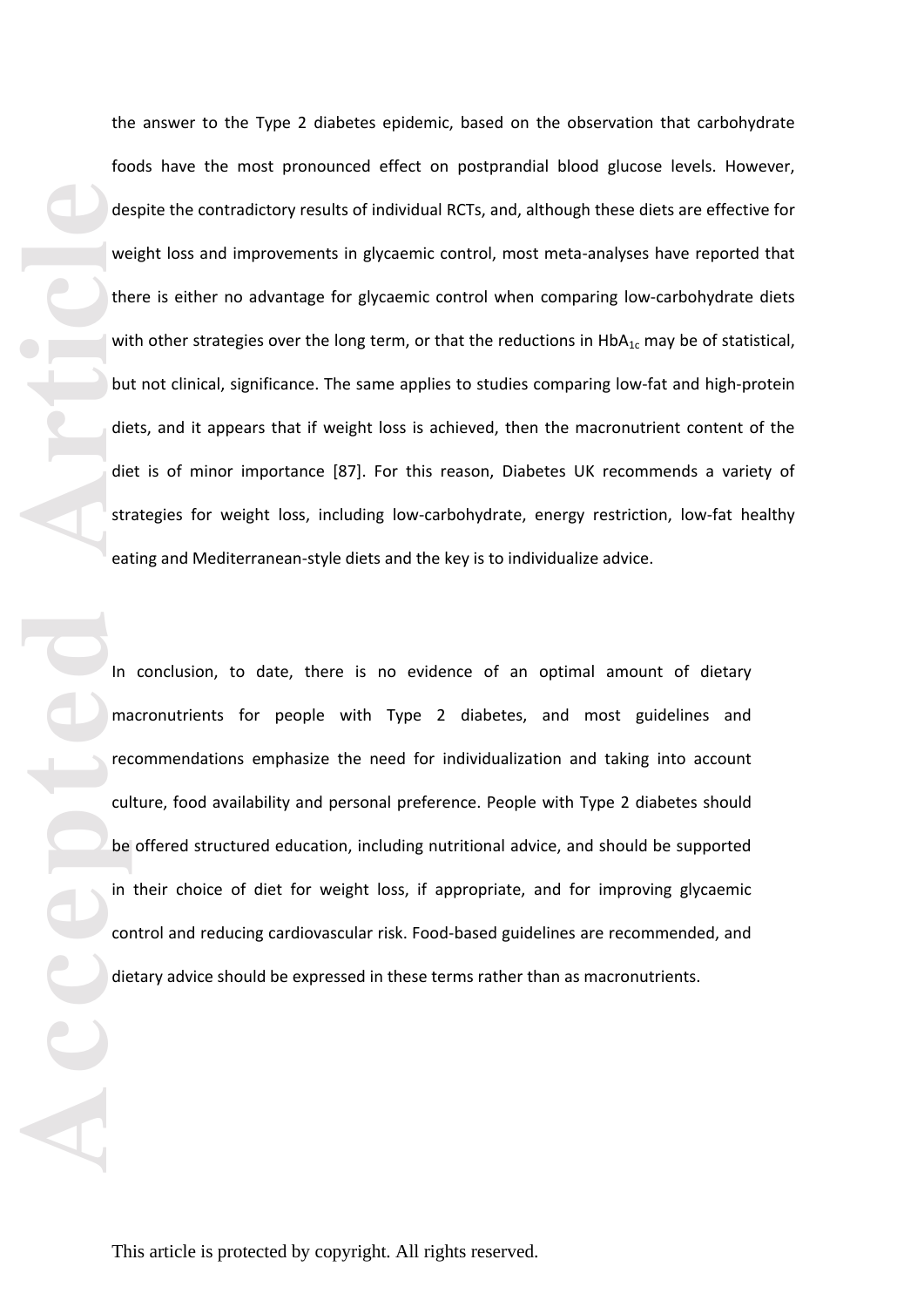the answer to the Type 2 diabetes epidemic, based on the observation that carbohydrate foods have the most pronounced effect on postprandial blood glucose levels. However, despite the contradictory results of individual RCTs, and, although these diets are effective for weight loss and improvements in glycaemic control, most meta-analyses have reported that there is either no advantage for glycaemic control when comparing low-carbohydrate diets with other strategies over the long term, or that the reductions in $HbA_{1c}$ may be of statistical, but not clinical, significance. The same applies to studies comparing low-fat and high-protein diets, and it appears that if weight loss is achieved, then the macronutrient content of the diet is of minor importance [87]. For this reason, Diabetes UK recommends a variety of strategies for weight loss, including low-carbohydrate, energy restriction, low-fat healthy eating and Mediterranean-style diets and the key is to individualize advice.

In conclusion, to date, there is no evidence of an optimal amount of dietary macronutrients for people with Type 2 diabetes, and most guidelines and recommendations emphasize the need for individualization and taking into account culture, food availability and personal preference. People with Type 2 diabetes should be offered structured education, including nutritional advice, and should be supported in their choice of diet for weight loss, if appropriate, and for improving glycaemic control and reducing cardiovascular risk. Food-based guidelines are recommended, and dietary advice should be expressed in these terms rather than as macronutrients.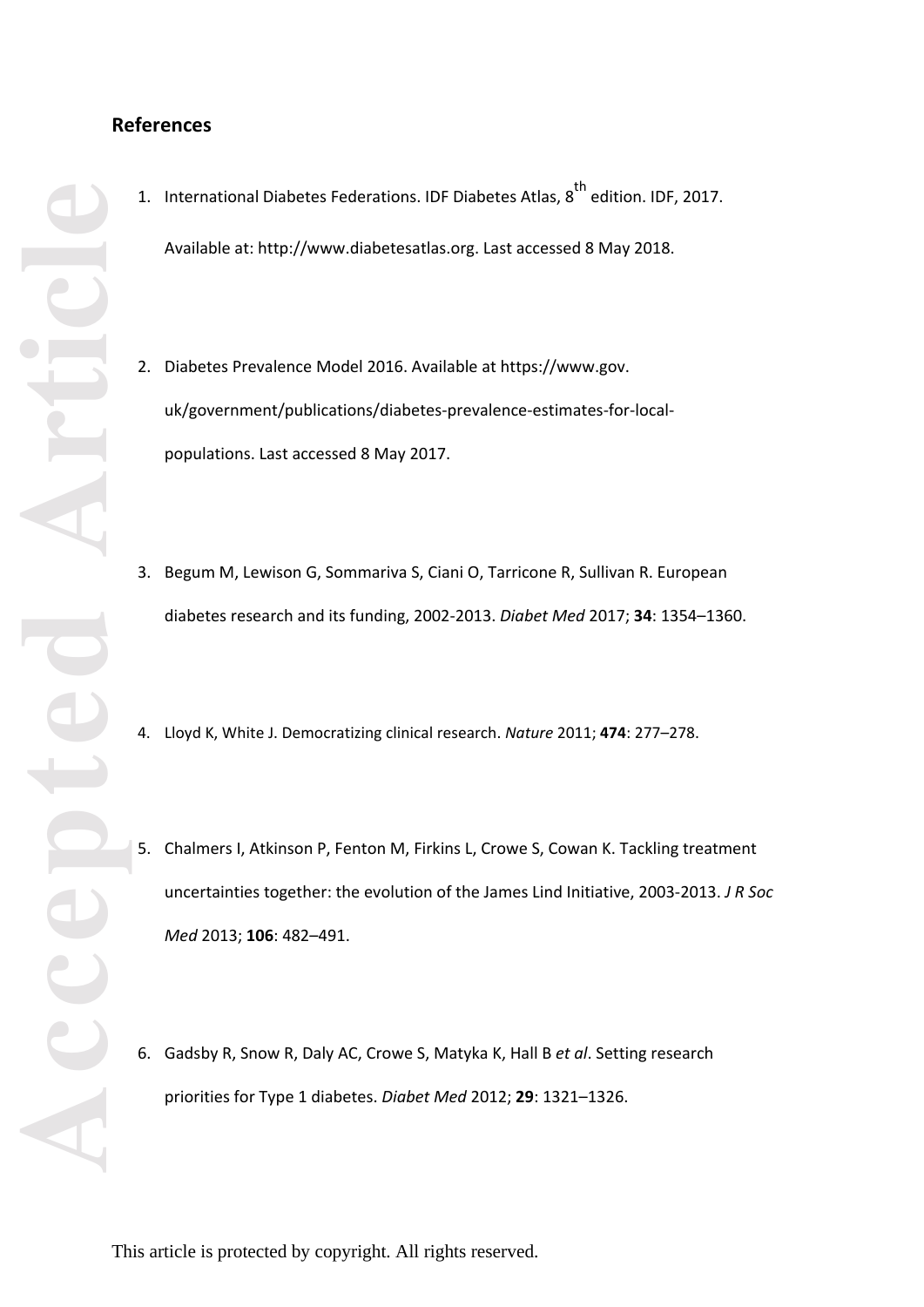## References

1. International Diabetes Federations. IDF Diabetes Atlas, 8th edition. IDF, 2017. Available at: http://www.diabetesatlas.org. Last accessed 8 May 2018.

2. Diabetes Prevalence Model 2016. Available at https://www.gov.uk/government/publications/diabetes-prevalence-estimates-for-local-populations. Last accessed 8 May 2017.

3. Begum M, Lewison G, Sommariva S, Ciani O, Tarricone R, Sullivan R. European diabetes research and its funding, 2002-2013. *Diabet Med* 2017; **34**: 1354–1360.

4. Lloyd K, White J. Democratizing clinical research. *Nature* 2011; **474**: 277–278.

5. Chalmers I, Atkinson P, Fenton M, Firkins L, Crowe S, Cowan K. Tackling treatment uncertainties together: the evolution of the James Lind Initiative, 2003-2013. *J R Soc Med* 2013; **106**: 482–491.

6. Gadsby R, Snow R, Daly AC, Crowe S, Matyka K, Hall B *et al*. Setting research priorities for Type 1 diabetes. *Diabet Med* 2012; **29**: 1321–1326.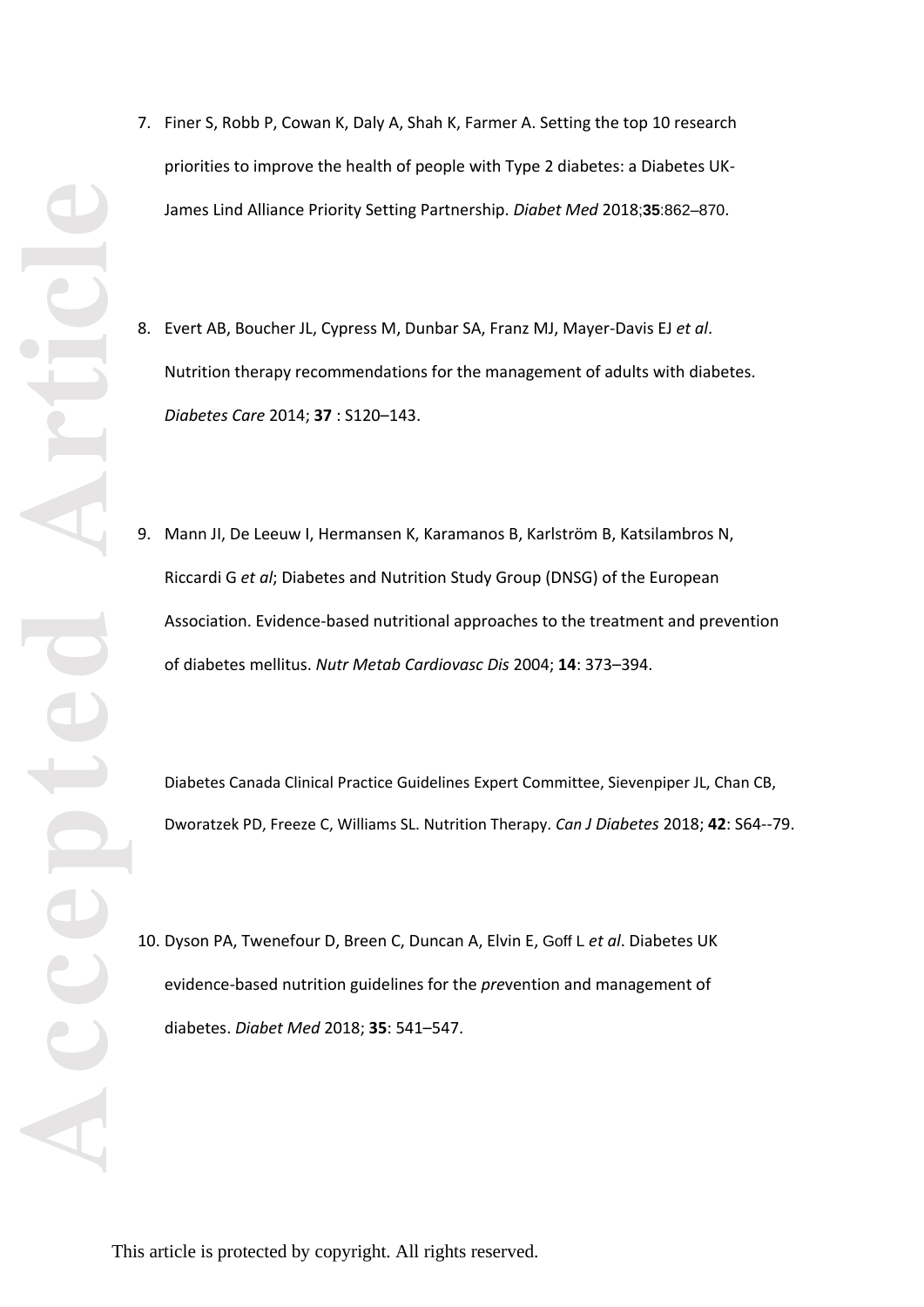7. Finer S, Robb P, Cowan K, Daly A, Shah K, Farmer A. Setting the top 10 research priorities to improve the health of people with Type 2 diabetes: a Diabetes UK-James Lind Alliance Priority Setting Partnership. *Diabet Med* 2018;**35**:862–870.

8. Evert AB, Boucher JL, Cypress M, Dunbar SA, Franz MJ, Mayer-Davis EJ *et al*. Nutrition therapy recommendations for the management of adults with diabetes. *Diabetes Care* 2014; **37** : S120–143.

9. Mann JI, De Leeuw I, Hermansen K, Karamanos B, Karlström B, Katsilambros N, Riccardi G *et al*; Diabetes and Nutrition Study Group (DNSG) of the European Association. Evidence-based nutritional approaches to the treatment and prevention of diabetes mellitus. *Nutr Metab Cardiovasc Dis* 2004; **14**: 373–394.

Diabetes Canada Clinical Practice Guidelines Expert Committee, Sievenpiper JL, Chan CB, Dworatzek PD, Freeze C, Williams SL. Nutrition Therapy. *Can J Diabetes* 2018; **42**: S64--79.

10. Dyson PA, Twenefour D, Breen C, Duncan A, Elvin E, Goff L *et al*. Diabetes UK evidence-based nutrition guidelines for the *pre*vention and management of diabetes. *Diabet Med* 2018; **35**: 541–547.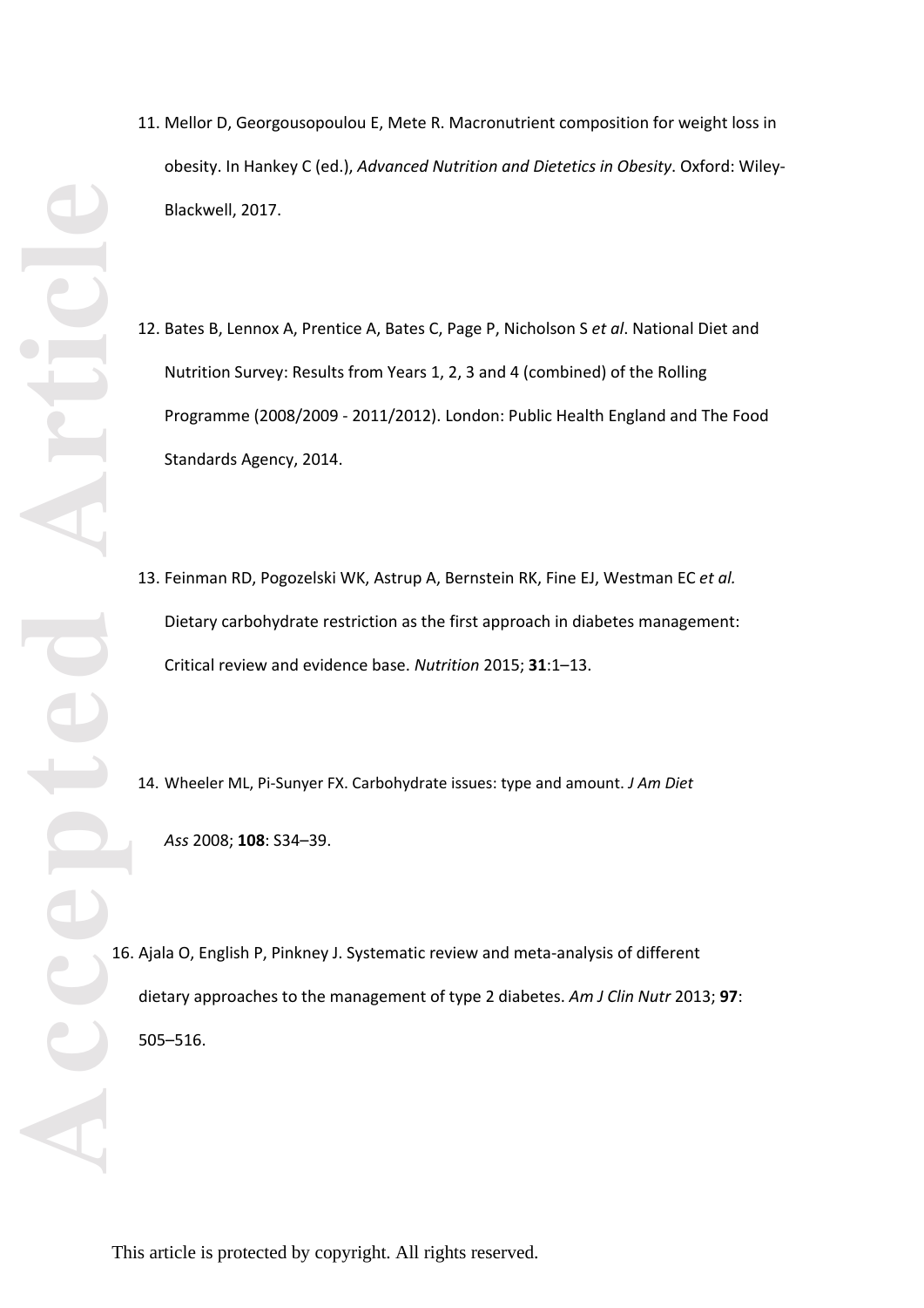11. Mellor D, Georgousopoulou E, Mete R. Macronutrient composition for weight loss in obesity. In Hankey C (ed.), *Advanced Nutrition and Dietetics in Obesity*. Oxford: Wiley-Blackwell, 2017.

12. Bates B, Lennox A, Prentice A, Bates C, Page P, Nicholson S *et al*. National Diet and Nutrition Survey: Results from Years 1, 2, 3 and 4 (combined) of the Rolling Programme (2008/2009 - 2011/2012). London: Public Health England and The Food Standards Agency, 2014.

13. Feinman RD, Pogozelski WK, Astrup A, Bernstein RK, Fine EJ, Westman EC *et al.* Dietary carbohydrate restriction as the first approach in diabetes management: Critical review and evidence base. *Nutrition* 2015; **31**:1–13.

14. Wheeler ML, Pi-Sunyer FX. Carbohydrate issues: type and amount. *J Am Diet Ass* 2008; **108**: S34–39.

16. Ajala O, English P, Pinkney J. Systematic review and meta-analysis of different dietary approaches to the management of type 2 diabetes. *Am J Clin Nutr* 2013; **97**: 505–516.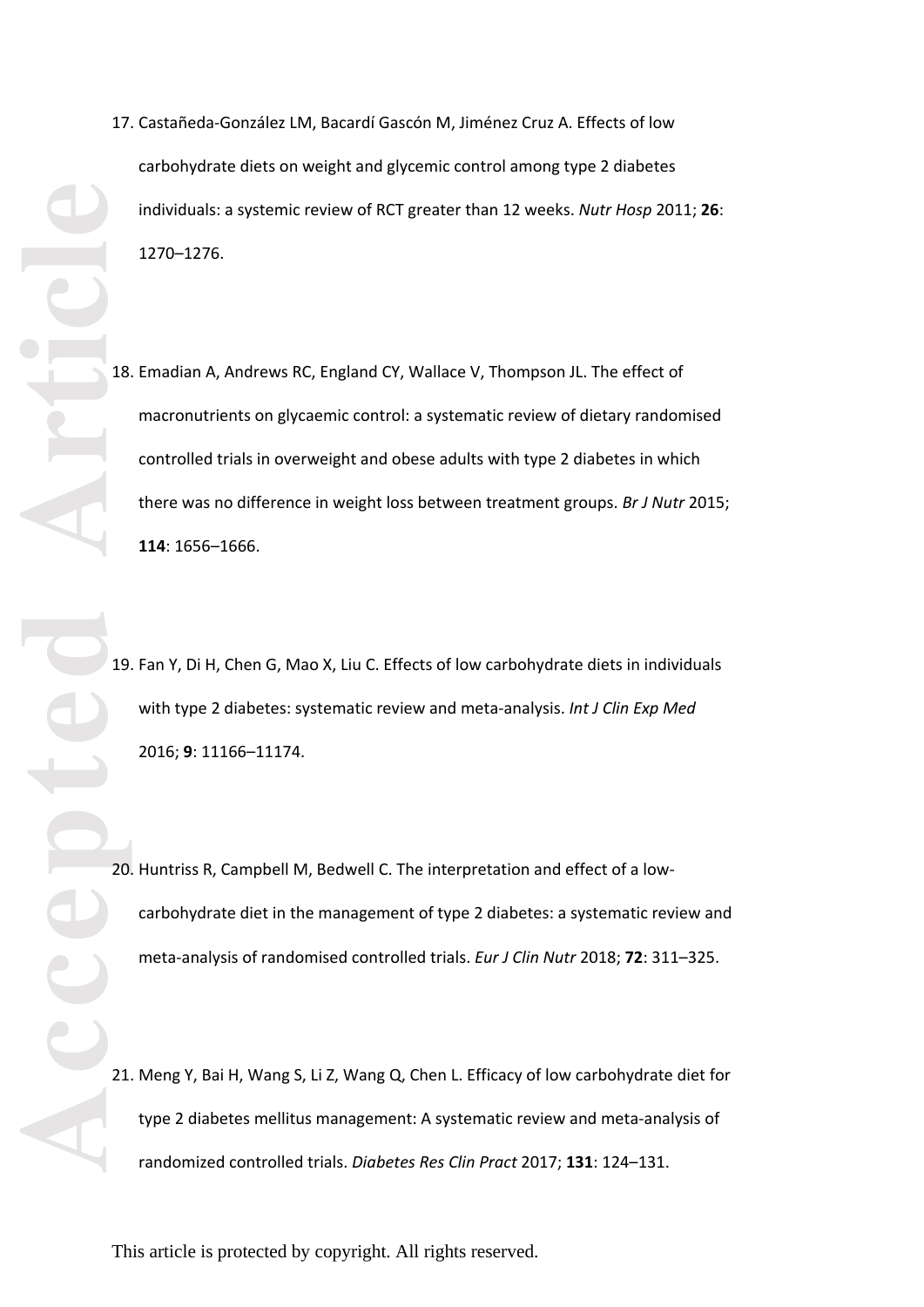17. Castañeda-González LM, Bacardí Gascón M, Jiménez Cruz A. Effects of low carbohydrate diets on weight and glycemic control among type 2 diabetes individuals: a systemic review of RCT greater than 12 weeks. *Nutr Hosp* 2011; **26**: 1270–1276.

18. Emadian A, Andrews RC, England CY, Wallace V, Thompson JL. The effect of macronutrients on glycaemic control: a systematic review of dietary randomised controlled trials in overweight and obese adults with type 2 diabetes in which there was no difference in weight loss between treatment groups. *Br J Nutr* 2015; **114**: 1656–1666.

19. Fan Y, Di H, Chen G, Mao X, Liu C. Effects of low carbohydrate diets in individuals with type 2 diabetes: systematic review and meta-analysis. *Int J Clin Exp Med* 2016; **9**: 11166–11174.

20. Huntriss R, Campbell M, Bedwell C. The interpretation and effect of a low-carbohydrate diet in the management of type 2 diabetes: a systematic review and meta-analysis of randomised controlled trials. *Eur J Clin Nutr* 2018; **72**: 311–325.

21. Meng Y, Bai H, Wang S, Li Z, Wang Q, Chen L. Efficacy of low carbohydrate diet for type 2 diabetes mellitus management: A systematic review and meta-analysis of randomized controlled trials. *Diabetes Res Clin Pract* 2017; **131**: 124–131.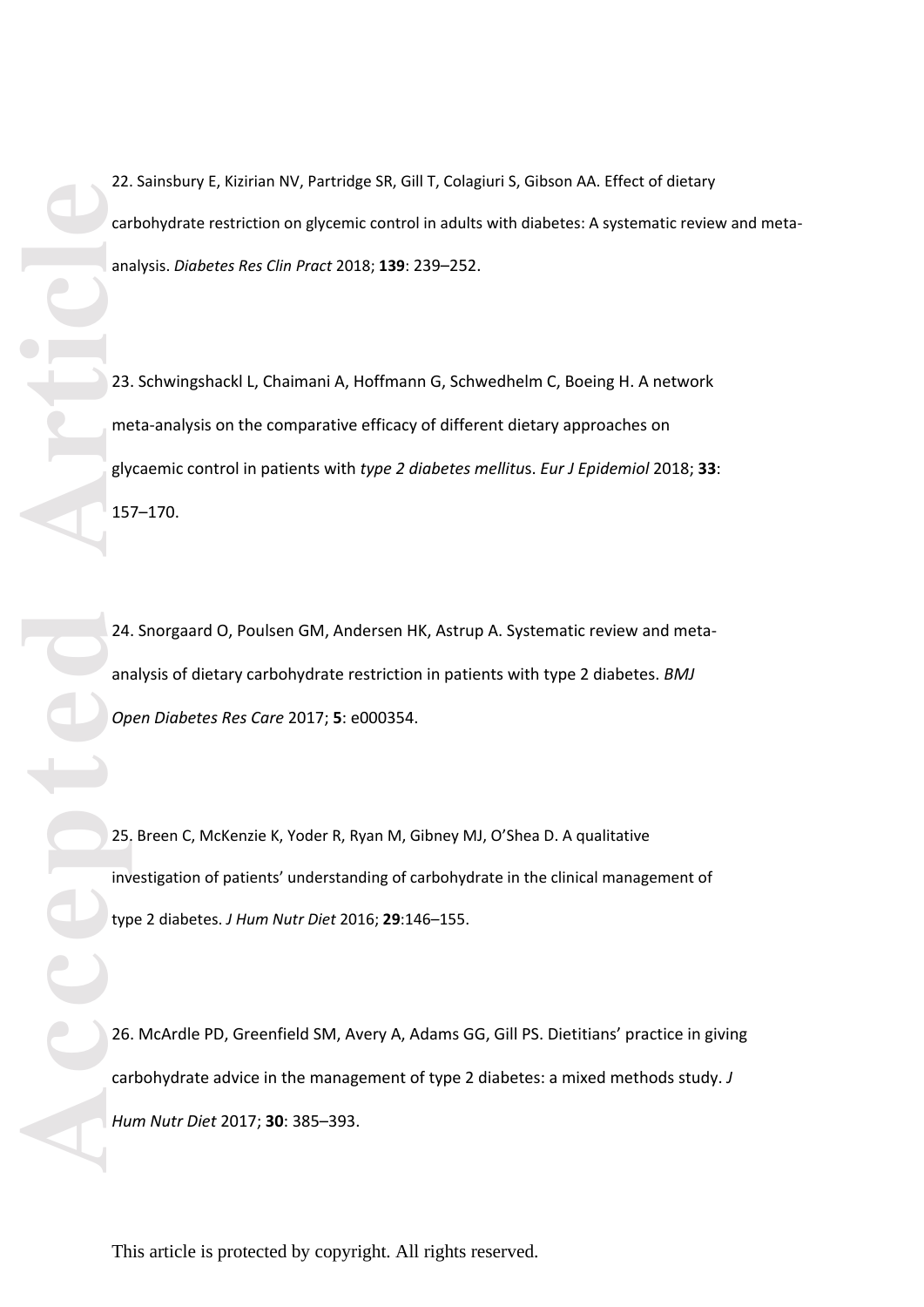22. Sainsbury E, Kizirian NV, Partridge SR, Gill T, Colagiuri S, Gibson AA. Effect of dietary carbohydrate restriction on glycemic control in adults with diabetes: A systematic review and meta-analysis. *Diabetes Res Clin Pract* 2018; **139**: 239–252.

23. Schwingshackl L, Chaimani A, Hoffmann G, Schwedhelm C, Boeing H. A network meta-analysis on the comparative efficacy of different dietary approaches on glycaemic control in patients with *type 2 diabetes mellitu*s. *Eur J Epidemiol* 2018; **33**: 157–170.

24. Snorgaard O, Poulsen GM, Andersen HK, Astrup A. Systematic review and meta-analysis of dietary carbohydrate restriction in patients with type 2 diabetes. *BMJ Open Diabetes Res Care* 2017; **5**: e000354.

25. Breen C, McKenzie K, Yoder R, Ryan M, Gibney MJ, O'Shea D. A qualitative investigation of patients' understanding of carbohydrate in the clinical management of type 2 diabetes. *J Hum Nutr Diet* 2016; **29**:146–155.

26. McArdle PD, Greenfield SM, Avery A, Adams GG, Gill PS. Dietitians' practice in giving carbohydrate advice in the management of type 2 diabetes: a mixed methods study. *J Hum Nutr Diet* 2017; **30**: 385–393.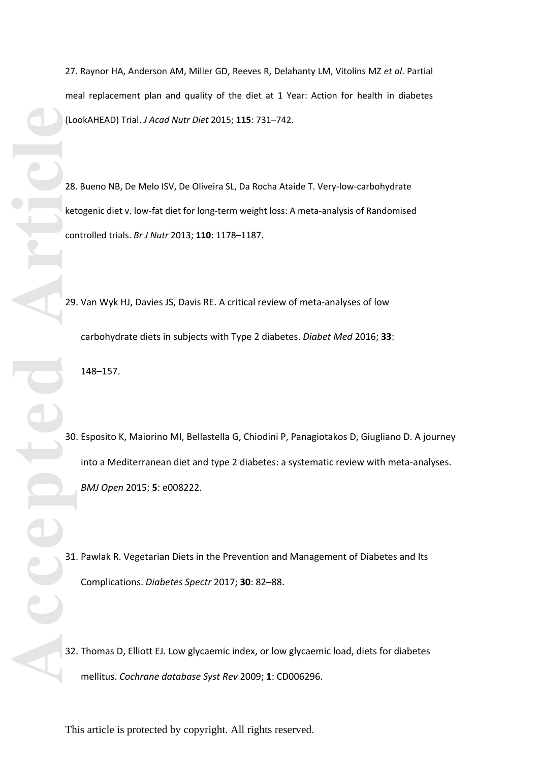27. Raynor HA, Anderson AM, Miller GD, Reeves R, Delahanty LM, Vitolins MZ *et al*. Partial meal replacement plan and quality of the diet at 1 Year: Action for health in diabetes (LookAHEAD) Trial. *J Acad Nutr Diet* 2015; **115**: 731–742.

28. Bueno NB, De Melo ISV, De Oliveira SL, Da Rocha Ataide T. Very-low-carbohydrate ketogenic diet v. low-fat diet for long-term weight loss: A meta-analysis of Randomised controlled trials. *Br J Nutr* 2013; **110**: 1178–1187.

29. Van Wyk HJ, Davies JS, Davis RE. A critical review of meta-analyses of low carbohydrate diets in subjects with Type 2 diabetes. *Diabet Med* 2016; **33**: 148–157.

30. Esposito K, Maiorino MI, Bellastella G, Chiodini P, Panagiotakos D, Giugliano D. A journey into a Mediterranean diet and type 2 diabetes: a systematic review with meta-analyses. *BMJ Open* 2015; **5**: e008222.

31. Pawlak R. Vegetarian Diets in the Prevention and Management of Diabetes and Its Complications. *Diabetes Spectr* 2017; **30**: 82–88.

32. Thomas D, Elliott EJ. Low glycaemic index, or low glycaemic load, diets for diabetes mellitus. *Cochrane database Syst Rev* 2009; **1**: CD006296.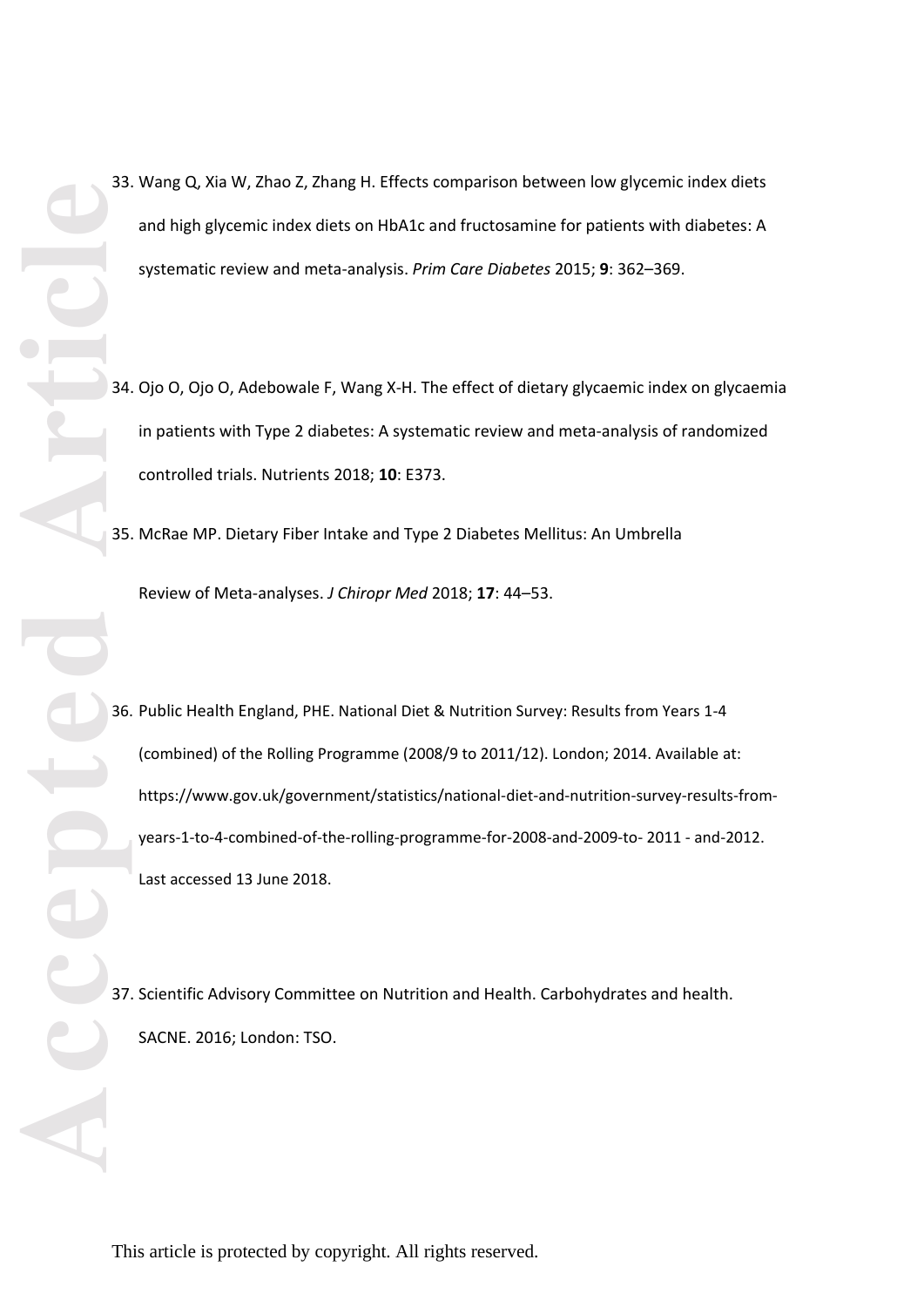33. Wang Q, Xia W, Zhao Z, Zhang H. Effects comparison between low glycemic index diets and high glycemic index diets on HbA1c and fructosamine for patients with diabetes: A systematic review and meta-analysis. *Prim Care Diabetes* 2015; **9**: 362–369.

34. Ojo O, Ojo O, Adebowale F, Wang X-H. The effect of dietary glycaemic index on glycaemia in patients with Type 2 diabetes: A systematic review and meta-analysis of randomized controlled trials. Nutrients 2018; **10**: E373.

35. McRae MP. Dietary Fiber Intake and Type 2 Diabetes Mellitus: An Umbrella Review of Meta-analyses. *J Chiropr Med* 2018; **17**: 44–53.

36. Public Health England, PHE. National Diet & Nutrition Survey: Results from Years 1-4 (combined) of the Rolling Programme (2008/9 to 2011/12). London; 2014. Available at: https://www.gov.uk/government/statistics/national-diet-and-nutrition-survey-results-from-years-1-to-4-combined-of-the-rolling-programme-for-2008-and-2009-to- 2011 - and-2012. Last accessed 13 June 2018.

37. Scientific Advisory Committee on Nutrition and Health. Carbohydrates and health. SACNE. 2016; London: TSO.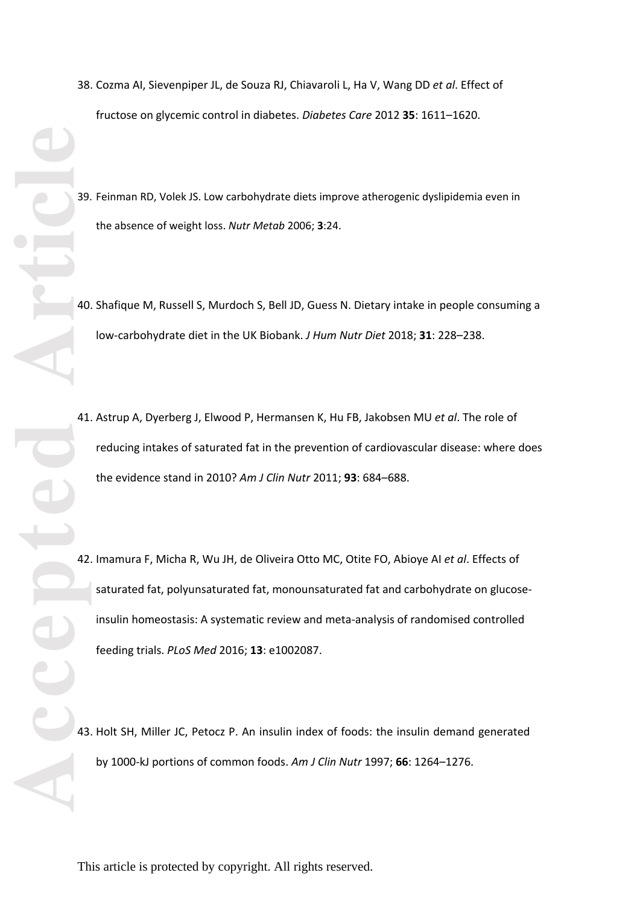38. Cozma AI, Sievenpiper JL, de Souza RJ, Chiavaroli L, Ha V, Wang DD *et al*. Effect of fructose on glycemic control in diabetes. *Diabetes Care* 2012 **35**: 1611–1620.

39. Feinman RD, Volek JS. Low carbohydrate diets improve atherogenic dyslipidemia even in the absence of weight loss. *Nutr Metab* 2006; **3**:24.

40. Shafique M, Russell S, Murdoch S, Bell JD, Guess N. Dietary intake in people consuming a low-carbohydrate diet in the UK Biobank. *J Hum Nutr Diet* 2018; **31**: 228–238.

41. Astrup A, Dyerberg J, Elwood P, Hermansen K, Hu FB, Jakobsen MU *et al*. The role of reducing intakes of saturated fat in the prevention of cardiovascular disease: where does the evidence stand in 2010? *Am J Clin Nutr* 2011; **93**: 684–688.

42. Imamura F, Micha R, Wu JH, de Oliveira Otto MC, Otite FO, Abioye AI *et al*. Effects of saturated fat, polyunsaturated fat, monounsaturated fat and carbohydrate on glucose-insulin homeostasis: A systematic review and meta-analysis of randomised controlled feeding trials. *PLoS Med* 2016; **13**: e1002087.

43. Holt SH, Miller JC, Petocz P. An insulin index of foods: the insulin demand generated by 1000-kJ portions of common foods. *Am J Clin Nutr* 1997; **66**: 1264–1276.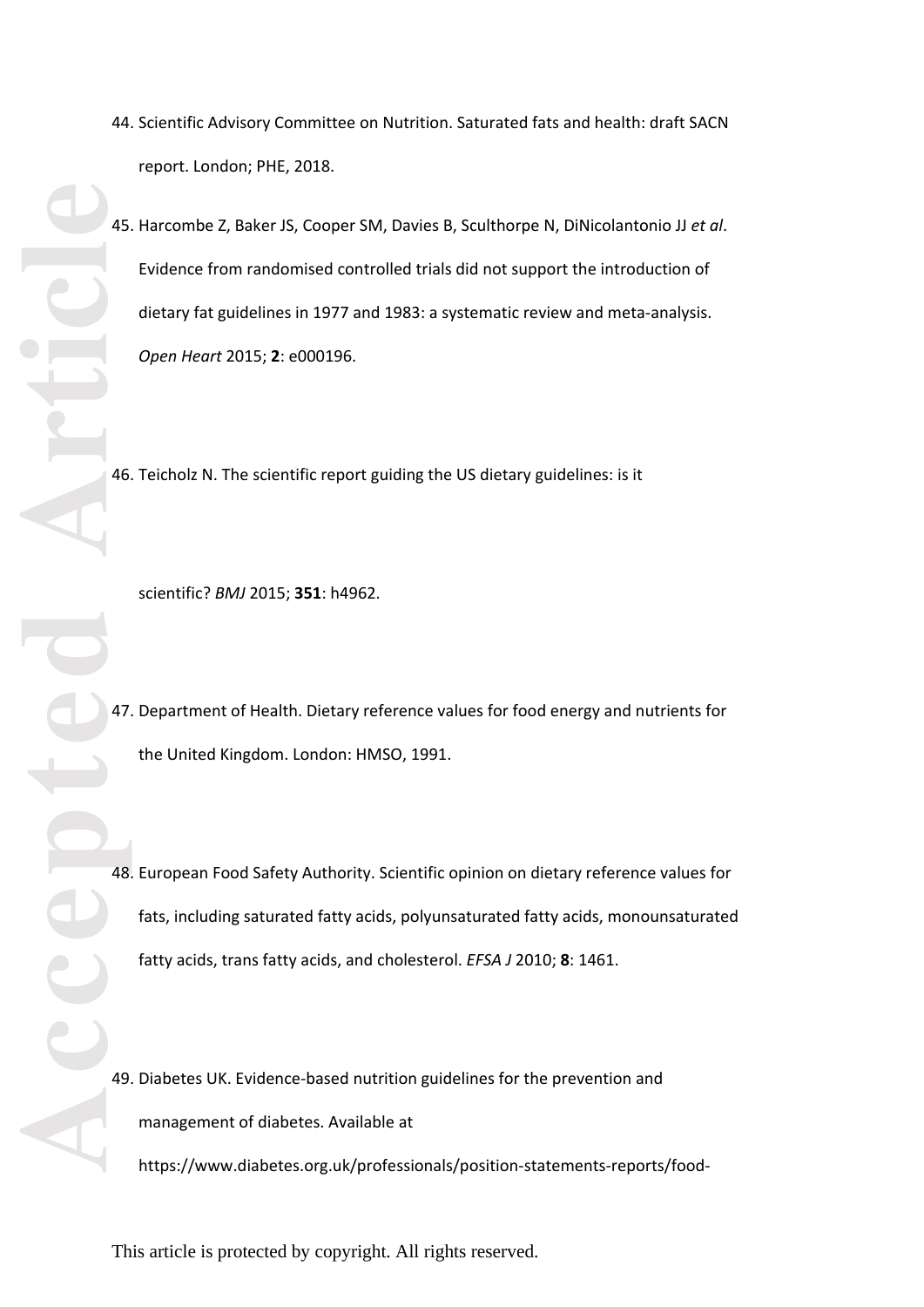44. Scientific Advisory Committee on Nutrition. Saturated fats and health: draft SACN report. London; PHE, 2018.

45. Harcombe Z, Baker JS, Cooper SM, Davies B, Sculthorpe N, DiNicolantonio JJ *et al*. Evidence from randomised controlled trials did not support the introduction of dietary fat guidelines in 1977 and 1983: a systematic review and meta-analysis. *Open Heart* 2015; **2**: e000196.

46. Teicholz N. The scientific report guiding the US dietary guidelines: is it scientific? *BMJ* 2015; **351**: h4962.

47. Department of Health. Dietary reference values for food energy and nutrients for the United Kingdom. London: HMSO, 1991.

48. European Food Safety Authority. Scientific opinion on dietary reference values for fats, including saturated fatty acids, polyunsaturated fatty acids, monounsaturated fatty acids, trans fatty acids, and cholesterol. *EFSA J* 2010; **8**: 1461.

49. Diabetes UK. Evidence-based nutrition guidelines for the prevention and management of diabetes. Available at https://www.diabetes.org.uk/professionals/position-statements-reports/food-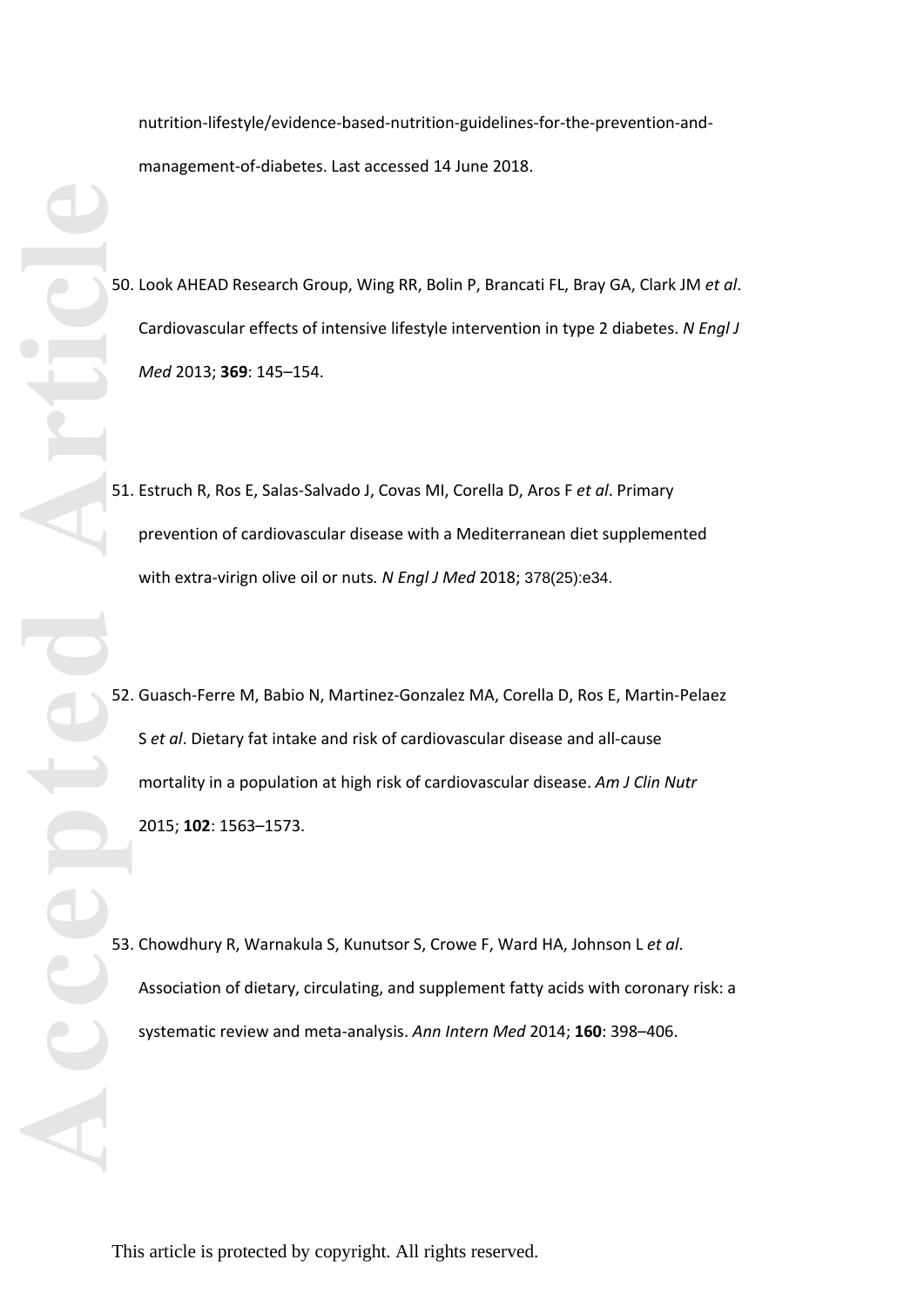nutrition-lifestyle/evidence-based-nutrition-guidelines-for-the-prevention-and-management-of-diabetes. Last accessed 14 June 2018.

50. Look AHEAD Research Group, Wing RR, Bolin P, Brancati FL, Bray GA, Clark JM *et al*. Cardiovascular effects of intensive lifestyle intervention in type 2 diabetes. *N Engl J Med* 2013; **369**: 145–154.

51. Estruch R, Ros E, Salas-Salvado J, Covas MI, Corella D, Aros F *et al*. Primary prevention of cardiovascular disease with a Mediterranean diet supplemented with extra-virgin olive oil or nuts. *N Engl J Med* 2018; 378(25):e34.

52. Guasch-Ferre M, Babio N, Martinez-Gonzalez MA, Corella D, Ros E, Martin-Pelaez S *et al*. Dietary fat intake and risk of cardiovascular disease and all-cause mortality in a population at high risk of cardiovascular disease. *Am J Clin Nutr* 2015; **102**: 1563–1573.

53. Chowdhury R, Warnakula S, Kunutsor S, Crowe F, Ward HA, Johnson L *et al*. Association of dietary, circulating, and supplement fatty acids with coronary risk: a systematic review and meta-analysis. *Ann Intern Med* 2014; **160**: 398–406.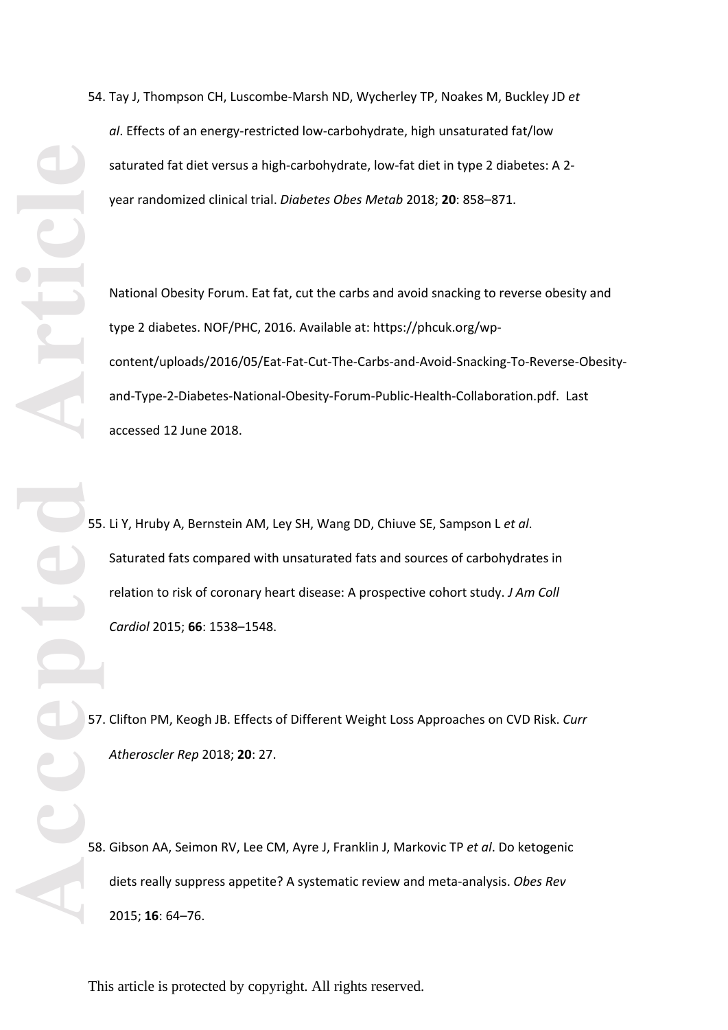54. Tay J, Thompson CH, Luscombe-Marsh ND, Wycherley TP, Noakes M, Buckley JD *et al*. Effects of an energy-restricted low-carbohydrate, high unsaturated fat/low saturated fat diet versus a high-carbohydrate, low-fat diet in type 2 diabetes: A 2-year randomized clinical trial. *Diabetes Obes Metab* 2018; **20**: 858–871.

National Obesity Forum. Eat fat, cut the carbs and avoid snacking to reverse obesity and type 2 diabetes. NOF/PHC, 2016. Available at: https://phcuk.org/wp-content/uploads/2016/05/Eat-Fat-Cut-The-Carbs-and-Avoid-Snacking-To-Reverse-Obesity-and-Type-2-Diabetes-National-Obesity-Forum-Public-Health-Collaboration.pdf. Last accessed 12 June 2018.

55. Li Y, Hruby A, Bernstein AM, Ley SH, Wang DD, Chiuve SE, Sampson L *et al*. Saturated fats compared with unsaturated fats and sources of carbohydrates in relation to risk of coronary heart disease: A prospective cohort study. *J Am Coll Cardiol* 2015; **66**: 1538–1548.

57. Clifton PM, Keogh JB. Effects of Different Weight Loss Approaches on CVD Risk. *Curr Atheroscler Rep* 2018; **20**: 27.

58. Gibson AA, Seimon RV, Lee CM, Ayre J, Franklin J, Markovic TP *et al*. Do ketogenic diets really suppress appetite? A systematic review and meta-analysis. *Obes Rev* 2015; **16**: 64–76.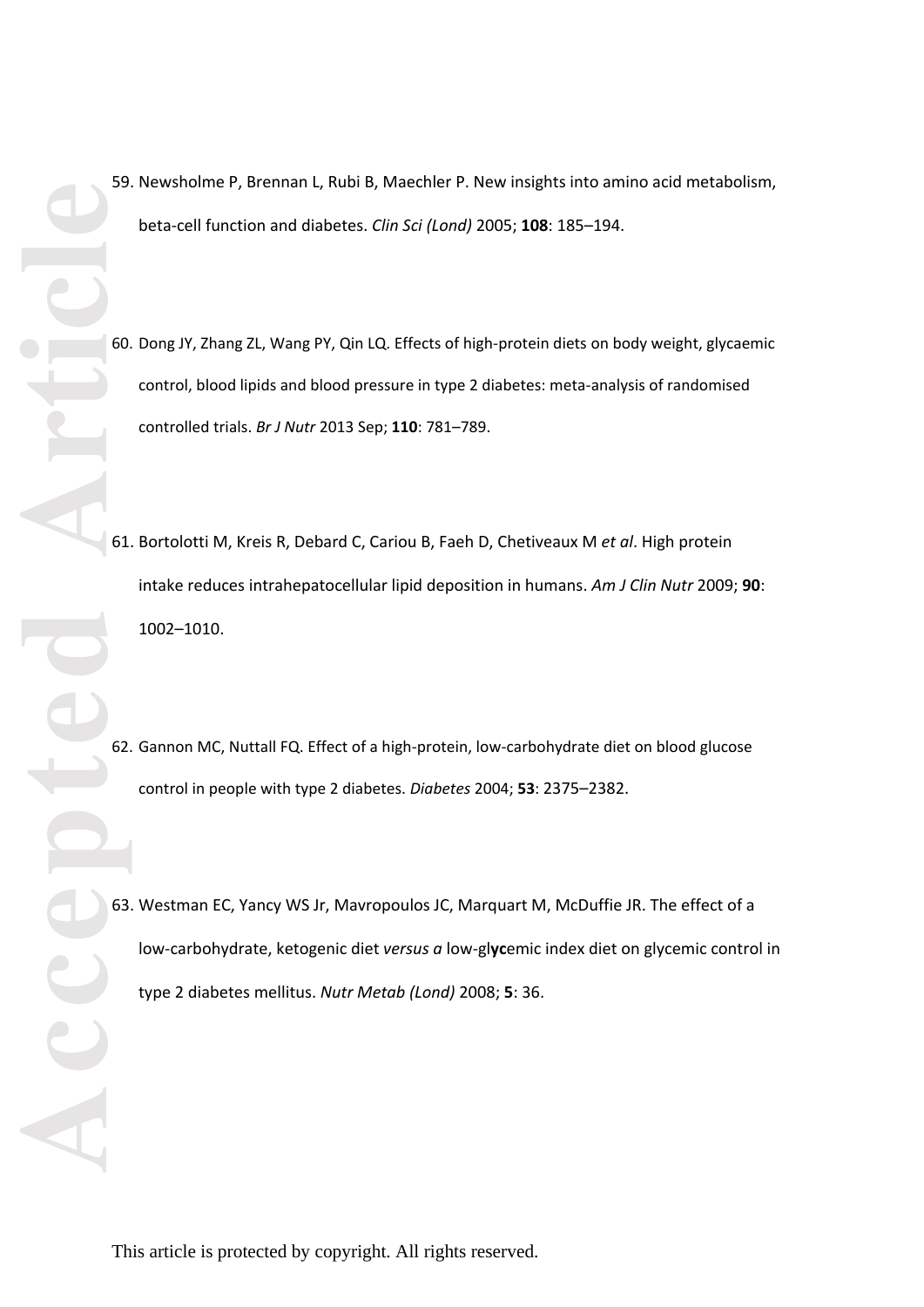59. Newsholme P, Brennan L, Rubi B, Maechler P. New insights into amino acid metabolism, beta-cell function and diabetes. *Clin Sci (Lond)* 2005; **108**: 185–194.

60. Dong JY, Zhang ZL, Wang PY, Qin LQ. Effects of high-protein diets on body weight, glycaemic control, blood lipids and blood pressure in type 2 diabetes: meta-analysis of randomised controlled trials. *Br J Nutr* 2013 Sep; **110**: 781–789.

61. Bortolotti M, Kreis R, Debard C, Cariou B, Faeh D, Chetiveaux M *et al*. High protein intake reduces intrahepatocellular lipid deposition in humans. *Am J Clin Nutr* 2009; **90**: 1002–1010.

62. Gannon MC, Nuttall FQ. Effect of a high-protein, low-carbohydrate diet on blood glucose control in people with type 2 diabetes. *Diabetes* 2004; **53**: 2375–2382.

63. Westman EC, Yancy WS Jr, Mavropoulos JC, Marquart M, McDuffie JR. The effect of a low-carbohydrate, ketogenic diet *versus a* low-gl**yc**emic index diet on glycemic control in type 2 diabetes mellitus. *Nutr Metab (Lond)* 2008; **5**: 36.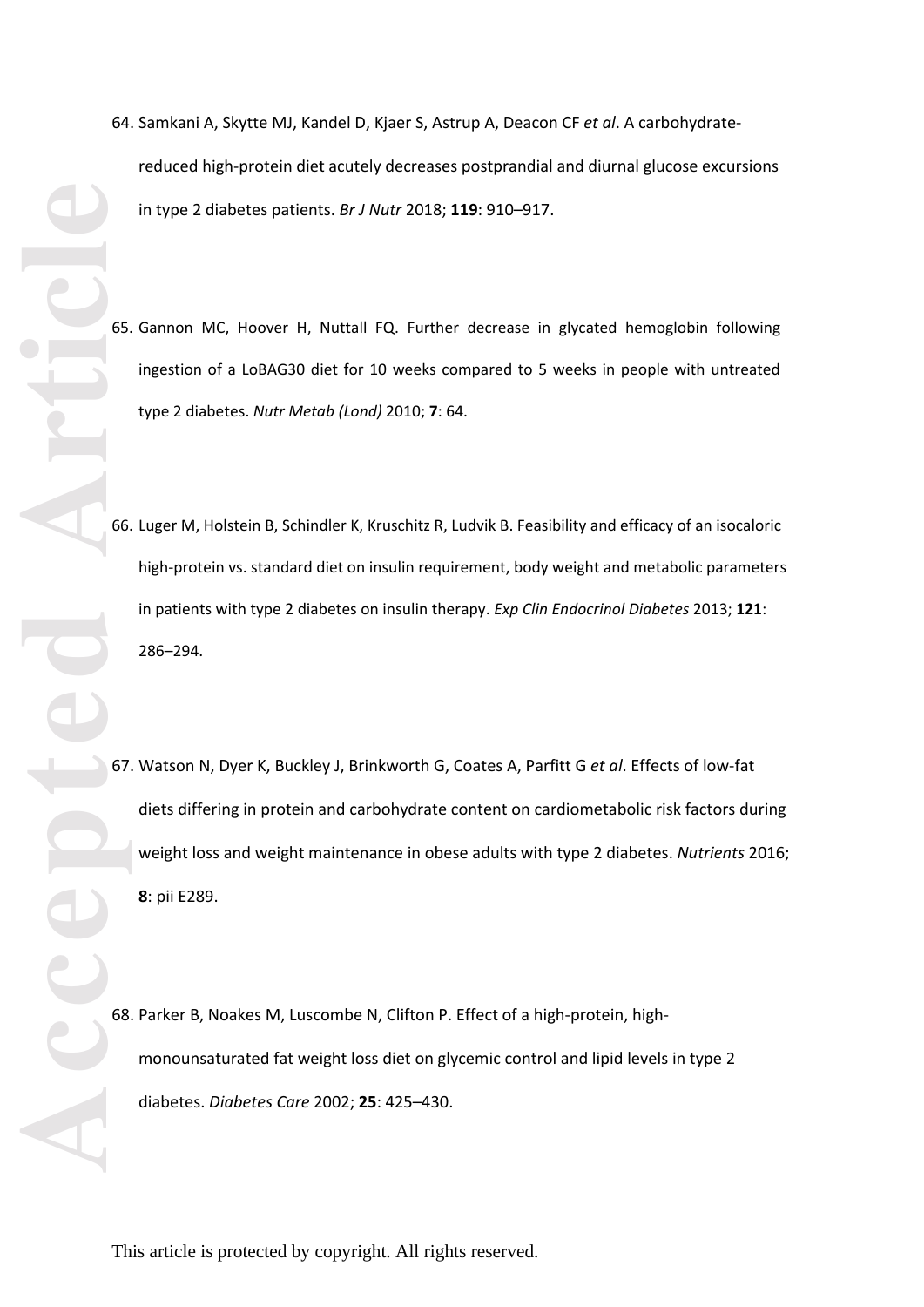64. Samkani A, Skytte MJ, Kandel D, Kjaer S, Astrup A, Deacon CF *et al*. A carbohydrate-reduced high-protein diet acutely decreases postprandial and diurnal glucose excursions in type 2 diabetes patients. *Br J Nutr* 2018; **119**: 910–917.

65. Gannon MC, Hoover H, Nuttall FQ. Further decrease in glycated hemoglobin following ingestion of a LoBAG30 diet for 10 weeks compared to 5 weeks in people with untreated type 2 diabetes. *Nutr Metab (Lond)* 2010; **7**: 64.

66. Luger M, Holstein B, Schindler K, Kruschitz R, Ludvik B. Feasibility and efficacy of an isocaloric high-protein vs. standard diet on insulin requirement, body weight and metabolic parameters in patients with type 2 diabetes on insulin therapy. *Exp Clin Endocrinol Diabetes* 2013; **121**: 286–294.

67. Watson N, Dyer K, Buckley J, Brinkworth G, Coates A, Parfitt G *et al*. Effects of low-fat diets differing in protein and carbohydrate content on cardiometabolic risk factors during weight loss and weight maintenance in obese adults with type 2 diabetes. *Nutrients* 2016; **8**: pii E289.

68. Parker B, Noakes M, Luscombe N, Clifton P. Effect of a high-protein, high-monounsaturated fat weight loss diet on glycemic control and lipid levels in type 2 diabetes. *Diabetes Care* 2002; **25**: 425–430.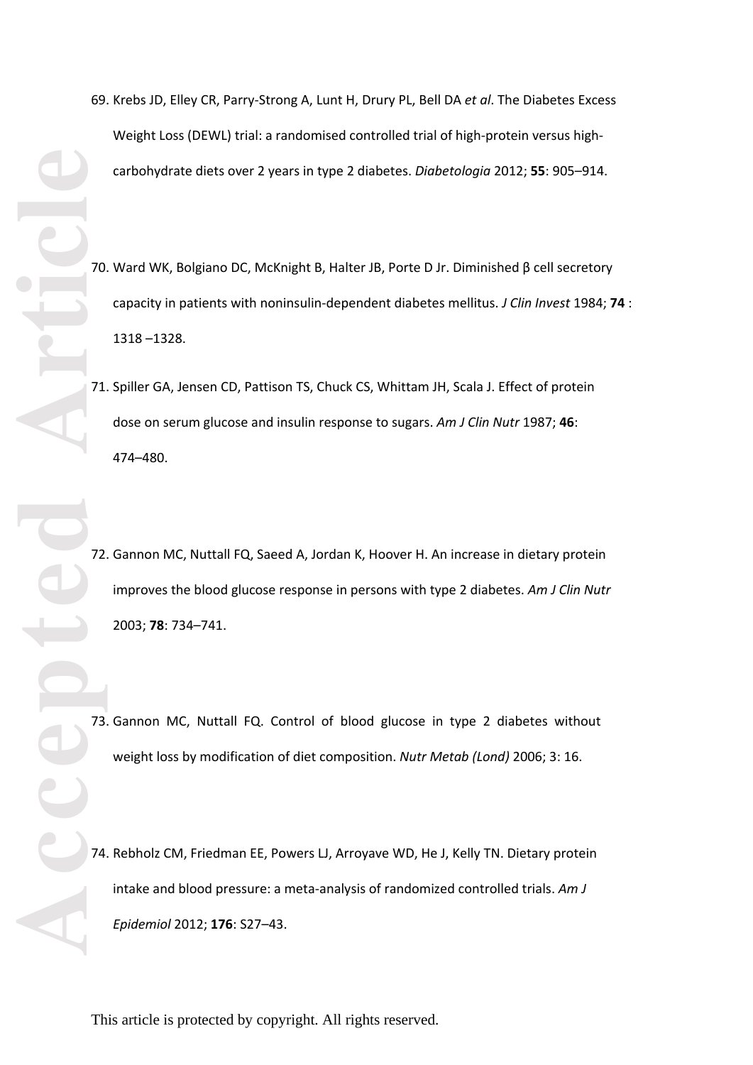69. Krebs JD, Elley CR, Parry-Strong A, Lunt H, Drury PL, Bell DA *et al*. The Diabetes Excess Weight Loss (DEWL) trial: a randomised controlled trial of high-protein versus high-carbohydrate diets over 2 years in type 2 diabetes. *Diabetologia* 2012; **55**: 905–914.

70. Ward WK, Bolgiano DC, McKnight B, Halter JB, Porte D Jr. Diminished β cell secretory capacity in patients with noninsulin-dependent diabetes mellitus. *J Clin Invest* 1984; **74** : 1318 –1328.

71. Spiller GA, Jensen CD, Pattison TS, Chuck CS, Whittam JH, Scala J. Effect of protein dose on serum glucose and insulin response to sugars. *Am J Clin Nutr* 1987; **46**: 474–480.

72. Gannon MC, Nuttall FQ, Saeed A, Jordan K, Hoover H. An increase in dietary protein improves the blood glucose response in persons with type 2 diabetes. *Am J Clin Nutr* 2003; **78**: 734–741.

73. Gannon MC, Nuttall FQ. Control of blood glucose in type 2 diabetes without weight loss by modification of diet composition. *Nutr Metab (Lond)* 2006; 3: 16.

74. Rebholz CM, Friedman EE, Powers LJ, Arroyave WD, He J, Kelly TN. Dietary protein intake and blood pressure: a meta-analysis of randomized controlled trials. *Am J Epidemiol* 2012; **176**: S27–43.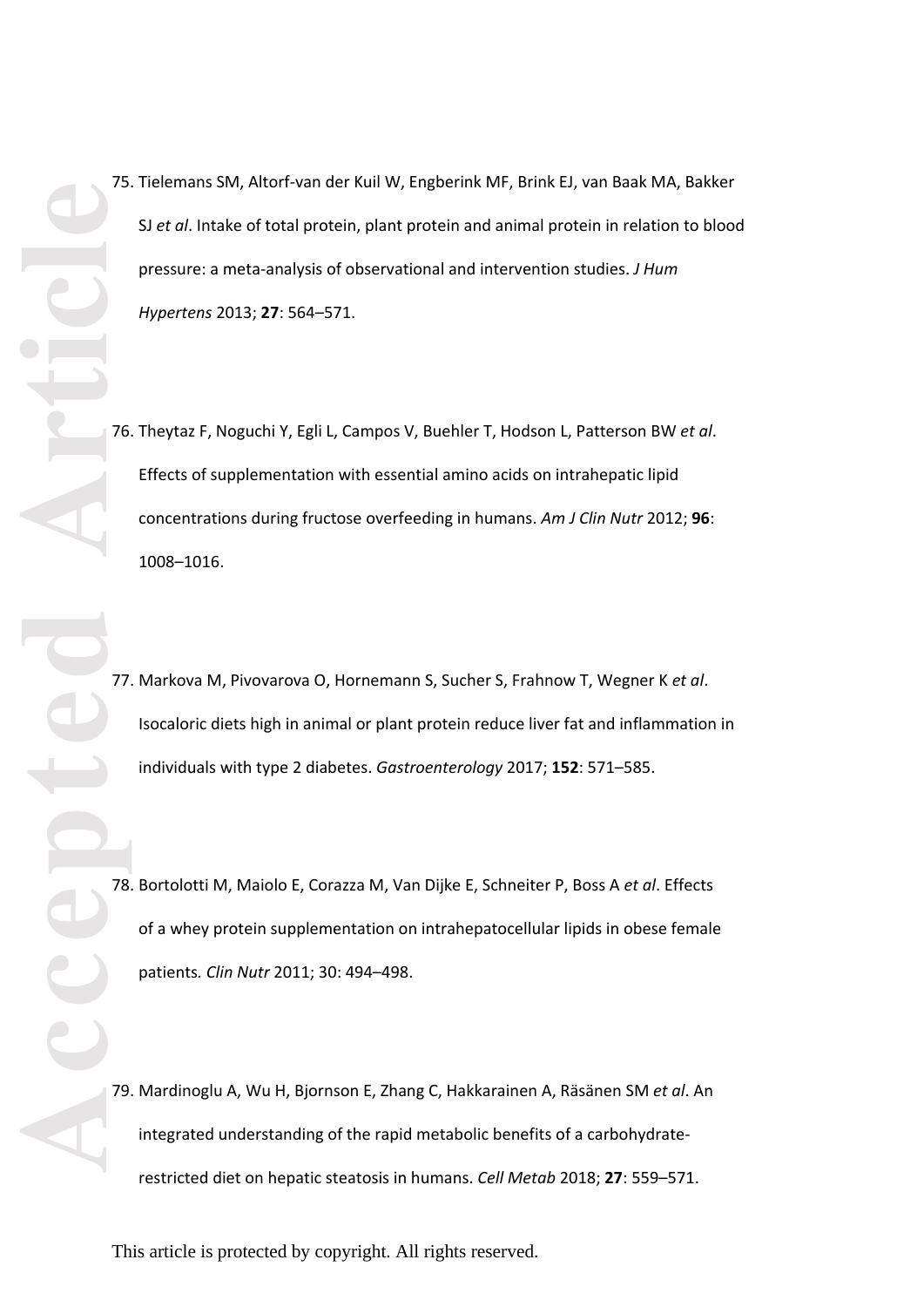75. Tielemans SM, Altorf-van der Kuil W, Engberink MF, Brink EJ, van Baak MA, Bakker SJ *et al*. Intake of total protein, plant protein and animal protein in relation to blood pressure: a meta-analysis of observational and intervention studies. *J Hum Hypertens* 2013; **27**: 564–571.

76. Theytaz F, Noguchi Y, Egli L, Campos V, Buehler T, Hodson L, Patterson BW *et al*. Effects of supplementation with essential amino acids on intrahepatic lipid concentrations during fructose overfeeding in humans. *Am J Clin Nutr* 2012; **96**: 1008–1016.

77. Markova M, Pivovarova O, Hornemann S, Sucher S, Frahnow T, Wegner K *et al*. Isocaloric diets high in animal or plant protein reduce liver fat and inflammation in individuals with type 2 diabetes. *Gastroenterology* 2017; **152**: 571–585.

78. Bortolotti M, Maiolo E, Corazza M, Van Dijke E, Schneiter P, Boss A *et al*. Effects of a whey protein supplementation on intrahepatocellular lipids in obese female patients*. Clin Nutr* 2011; 30: 494–498.

79. Mardinoglu A, Wu H, Bjornson E, Zhang C, Hakkarainen A, Räsänen SM *et al*. An integrated understanding of the rapid metabolic benefits of a carbohydrate-restricted diet on hepatic steatosis in humans. *Cell Metab* 2018; **27**: 559–571.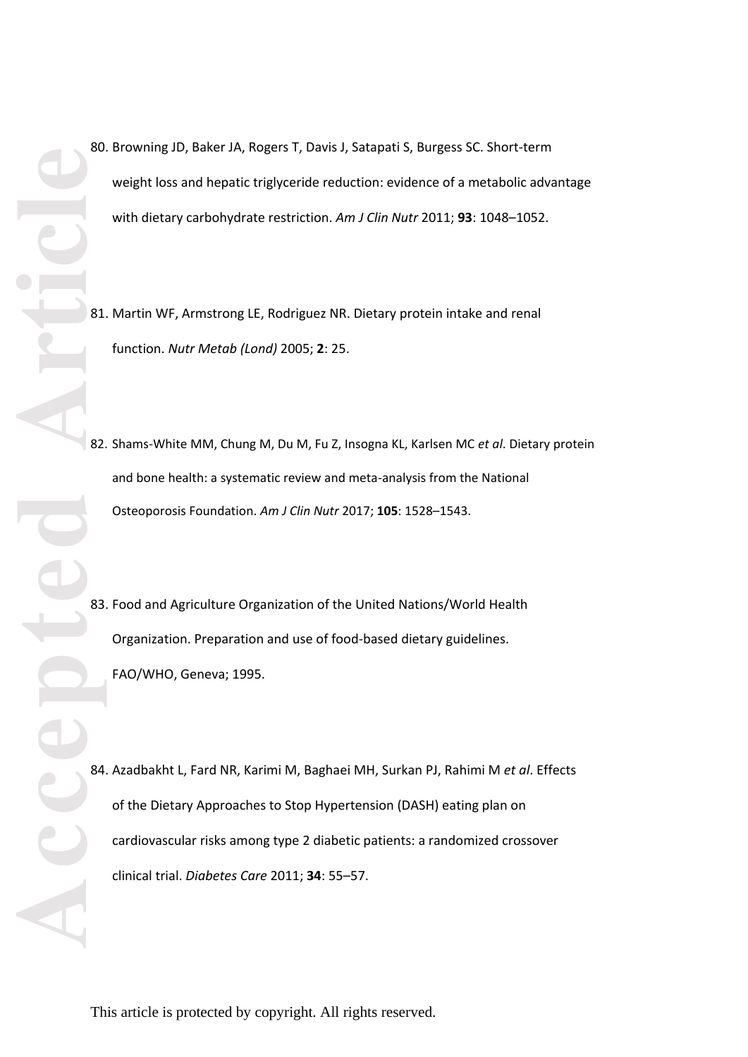80. Browning JD, Baker JA, Rogers T, Davis J, Satapati S, Burgess SC. Short-term weight loss and hepatic triglyceride reduction: evidence of a metabolic advantage with dietary carbohydrate restriction. *Am J Clin Nutr* 2011; **93**: 1048–1052.

81. Martin WF, Armstrong LE, Rodriguez NR. Dietary protein intake and renal function. *Nutr Metab (Lond)* 2005; **2**: 25.

82. Shams-White MM, Chung M, Du M, Fu Z, Insogna KL, Karlsen MC *et al*. Dietary protein and bone health: a systematic review and meta-analysis from the National Osteoporosis Foundation. *Am J Clin Nutr* 2017; **105**: 1528–1543.

83. Food and Agriculture Organization of the United Nations/World Health Organization. Preparation and use of food-based dietary guidelines. FAO/WHO, Geneva; 1995.

84. Azadbakht L, Fard NR, Karimi M, Baghaei MH, Surkan PJ, Rahimi M *et al*. Effects of the Dietary Approaches to Stop Hypertension (DASH) eating plan on cardiovascular risks among type 2 diabetic patients: a randomized crossover clinical trial. *Diabetes Care* 2011; **34**: 55–57.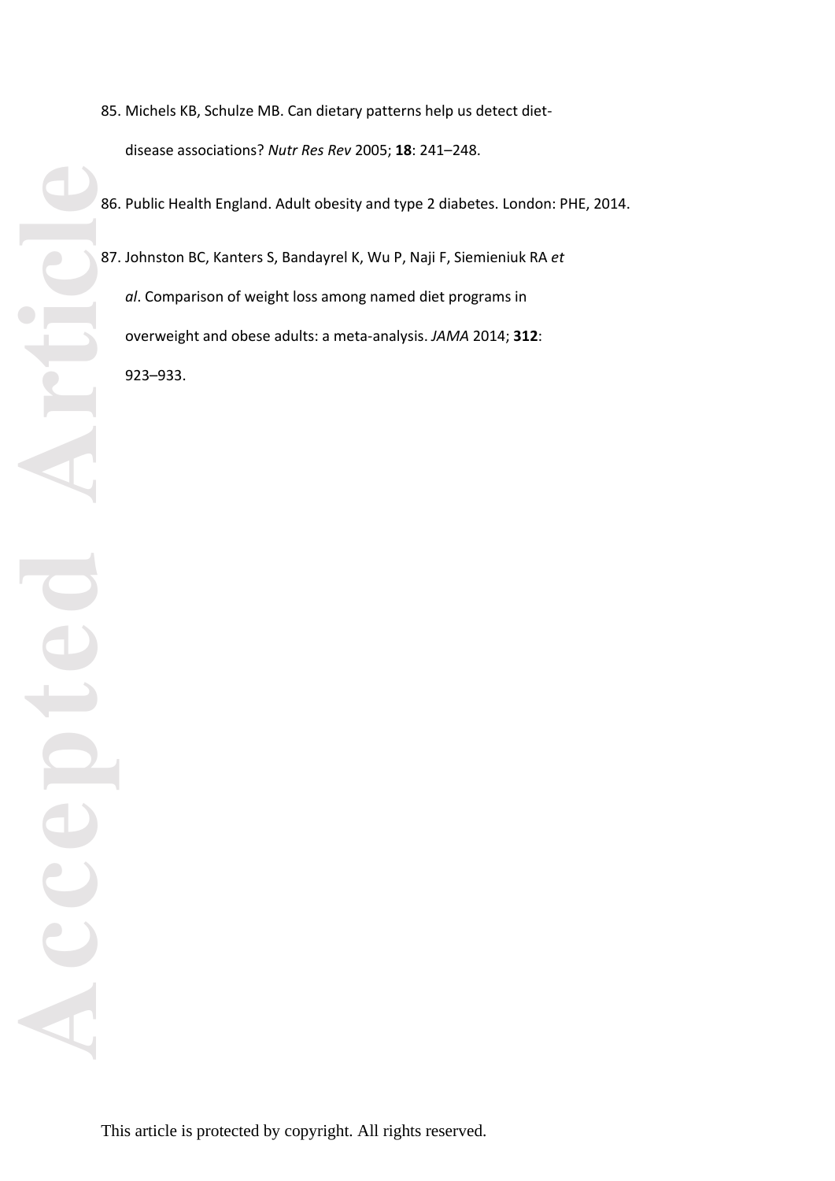85. Michels KB, Schulze MB. Can dietary patterns help us detect diet-disease associations? *Nutr Res Rev* 2005; **18**: 241–248.

86. Public Health England. Adult obesity and type 2 diabetes. London: PHE, 2014.

87. Johnston BC, Kanters S, Bandayrel K, Wu P, Naji F, Siemieniuk RA *et al*. Comparison of weight loss among named diet programs in overweight and obese adults: a meta-analysis. *JAMA* 2014; **312**: 923–933.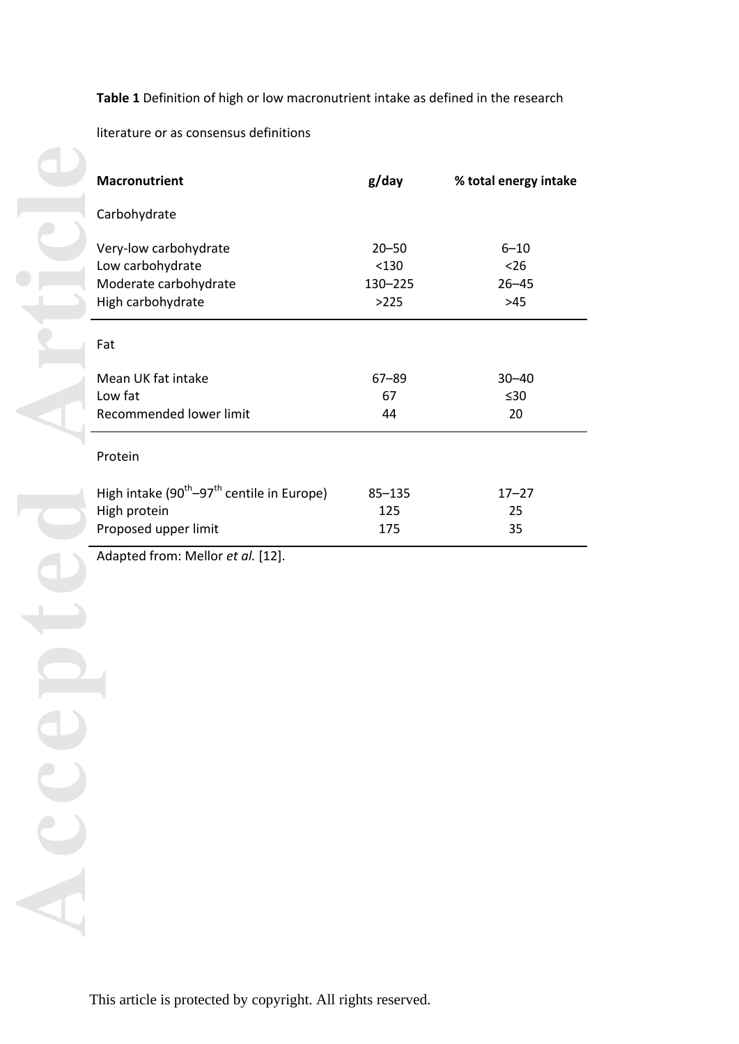**Table 1** Definition of high or low macronutrient intake as defined in the research literature or as consensus definitions

| **Macronutrient** | **g/day** | **% total energy intake** |
|---|---|---|
| Carbohydrate | | |
| Very-low carbohydrate | 20–50 | 6–10 |
| Low carbohydrate | <130 | <26 |
| Moderate carbohydrate | 130–225 | 26–45 |
| High carbohydrate | >225 | >45 |
| Fat | | |
| Mean UK fat intake | 67–89 | 30–40 |
| Low fat | 67 | ≤30 |
| Recommended lower limit | 44 | 20 |
| Protein | | |
| High intake ($90^{th}$–$97^{th}$ centile in Europe) | 85–135 | 17–27 |
| High protein | 125 | 25 |
| Proposed upper limit | 175 | 35 |

Adapted from: Mellor *et al.* [12].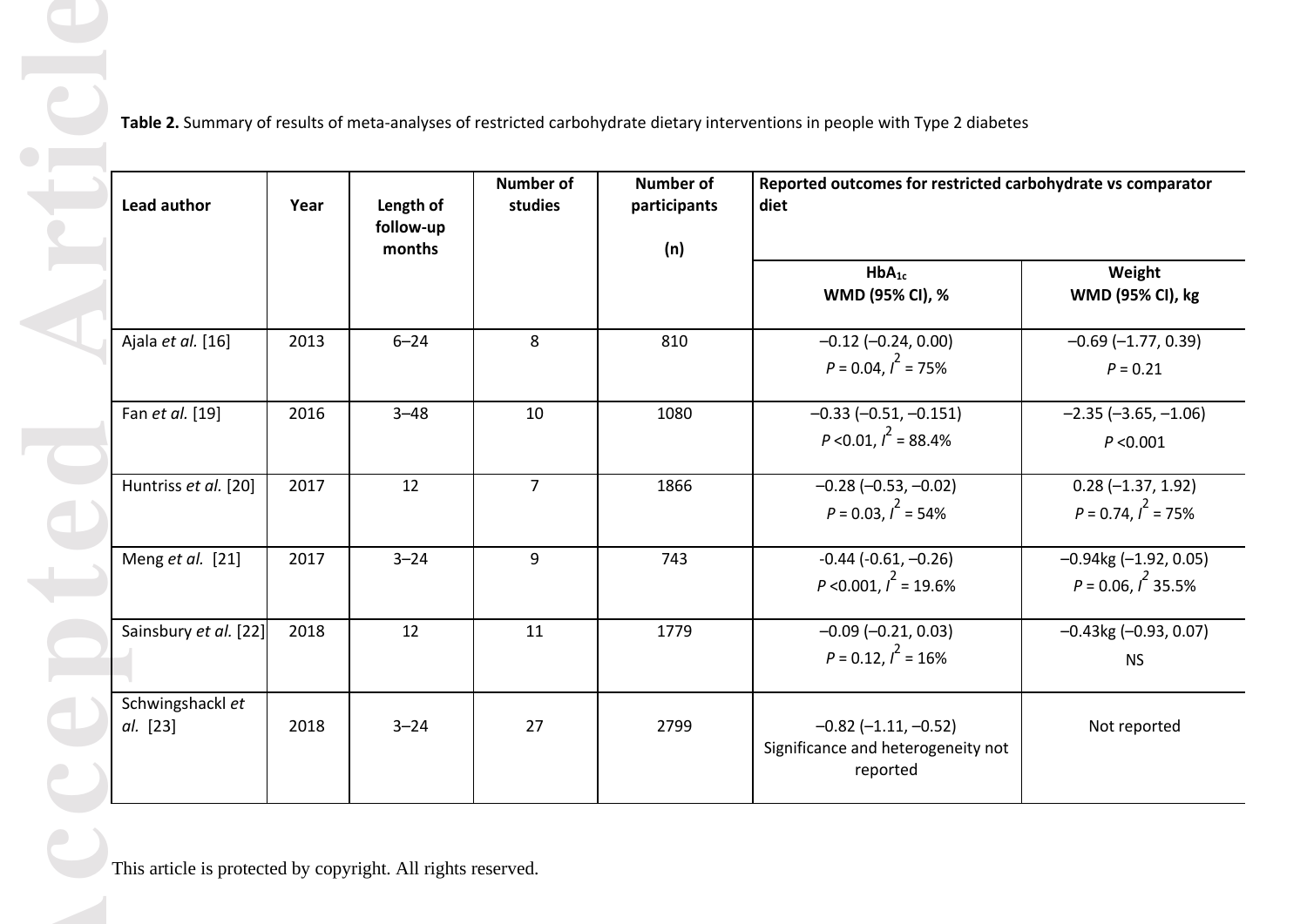**Table 2.** Summary of results of meta-analyses of restricted carbohydrate dietary interventions in people with Type 2 diabetes

| Lead author | Year | Length of follow-up months | Number of studies | Number of participants (n) | Reported outcomes for restricted carbohydrate vs comparator diet | |
|---|---|---|---|---|---|---|
| | | | | | $HbA_{1c}$ WMD (95% CI), % | Weight WMD (95% CI), kg |
| Ajala *et al.* [16] | 2013 | 6–24 | 8 | 810 | –0.12 (–0.24, 0.00) $P = 0.04$, $I^2 = 75\%$ | –0.69 (–1.77, 0.39) $P = 0.21$ |
| Fan *et al.* [19] | 2016 | 3–48 | 10 | 1080 | –0.33 (–0.51, –0.151) $P < 0.01$, $I^2 = 88.4\%$ | –2.35 (–3.65, –1.06) $P < 0.001$ |
| Huntriss *et al.* [20] | 2017 | 12 | 7 | 1866 | –0.28 (–0.53, –0.02) $P = 0.03$, $I^2 = 54\%$ | 0.28 (–1.37, 1.92) $P = 0.74$, $I^2 = 75\%$ |
| Meng *et al.* [21] | 2017 | 3–24 | 9 | 743 | -0.44 (-0.61, –0.26) $P < 0.001$, $I^2 = 19.6\%$ | –0.94kg (–1.92, 0.05) $P = 0.06$, $I^2$ 35.5% |
| Sainsbury *et al.* [22] | 2018 | 12 | 11 | 1779 | –0.09 (–0.21, 0.03) $P = 0.12$, $I^2 = 16\%$ | –0.43kg (–0.93, 0.07) NS |
| Schwingshackl *et al.* [23] | 2018 | 3–24 | 27 | 2799 | –0.82 (–1.11, –0.52) Significance and heterogeneity not reported | Not reported |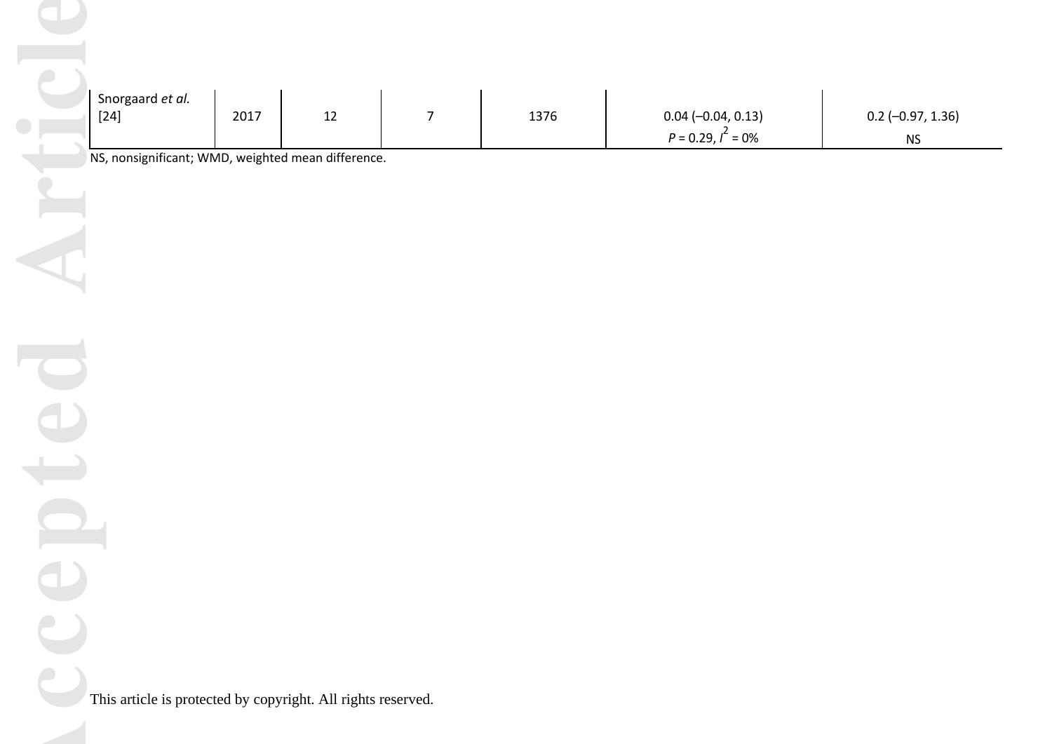| | | | | | | |
|---|---|---|---|---|---|---|
| Snorgaard *et al.* [24] | 2017 | 12 | 7 | 1376 | 0.04 (–0.04, 0.13) $P = 0.29$, $I^2 = 0\%$ | 0.2 (–0.97, 1.36) NS |

NS, nonsignificant; WMD, weighted mean difference.

This article is protected by copyright. All rights reserved.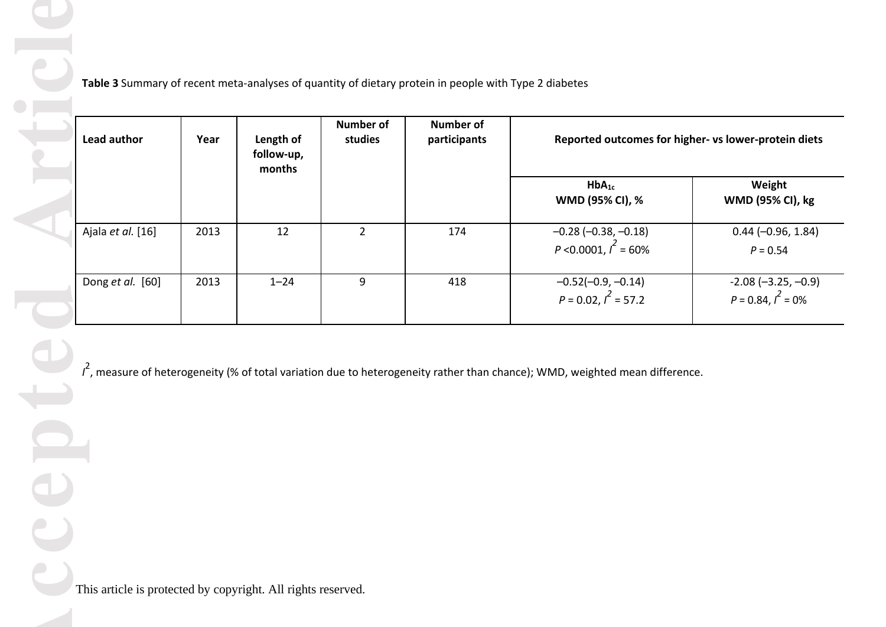**Table 3** Summary of recent meta-analyses of quantity of dietary protein in people with Type 2 diabetes

| Lead author | Year | Length of follow-up, months | Number of studies | Number of participants | Reported outcomes for higher- vs lower-protein diets | |
|---|---|---|---|---|---|---|
| | | | | | $HbA_{1c}$ WMD (95% CI), % | Weight WMD (95% CI), kg |
| Ajala *et al.* [16] | 2013 | 12 | 2 | 174 | –0.28 (–0.38, –0.18) $P$ <0.0001, $I^2$ = 60% | 0.44 (–0.96, 1.84) $P$ = 0.54 |
| Dong *et al.* [60] | 2013 | 1–24 | 9 | 418 | –0.52(–0.9, –0.14) $P$ = 0.02, $I^2$ = 57.2 | -2.08 (–3.25, –0.9) $P$ = 0.84, $I^2$ = 0% |

$I^2$, measure of heterogeneity (% of total variation due to heterogeneity rather than chance); WMD, weighted mean difference.